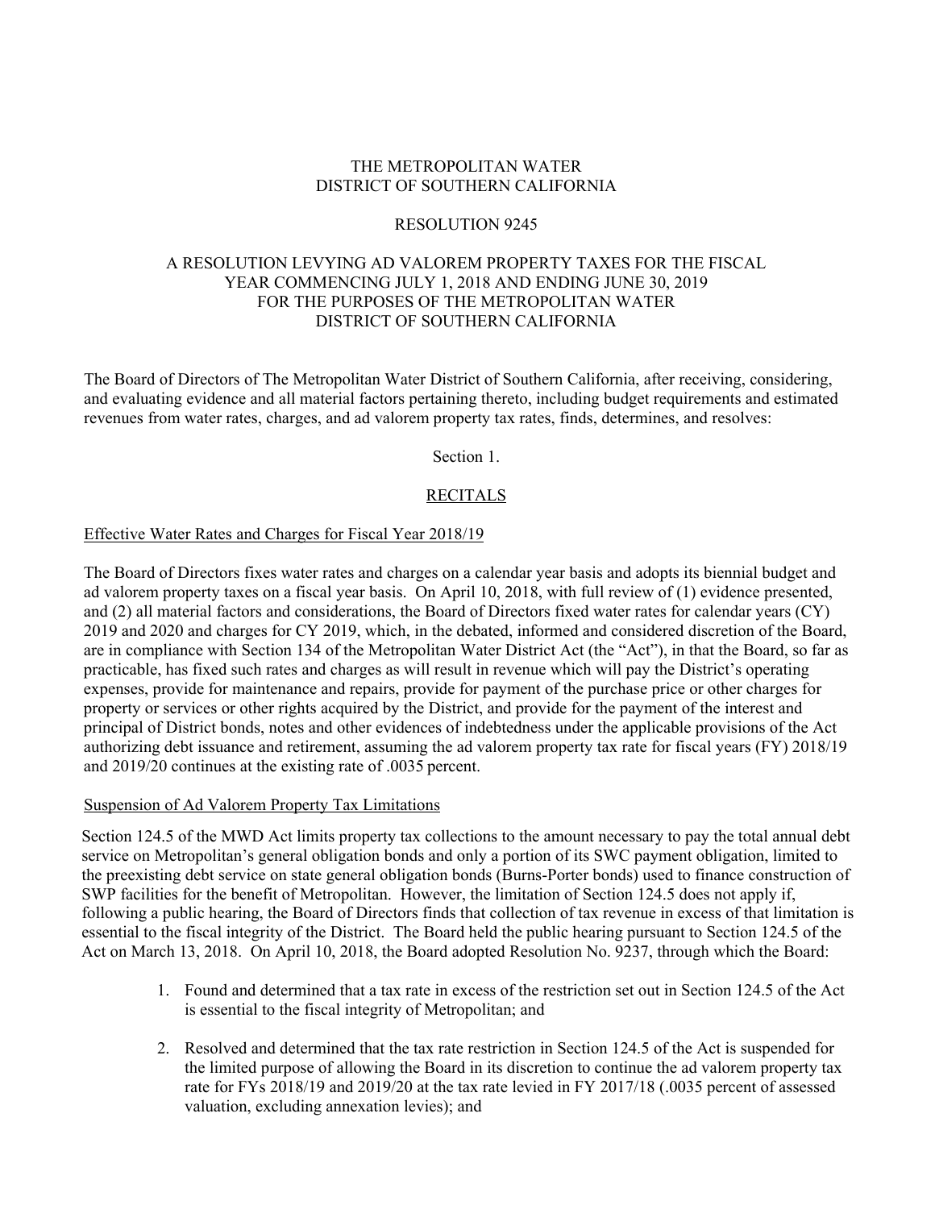# THE METROPOLITAN WATER DISTRICT OF SOUTHERN CALIFORNIA

## RESOLUTION 9245

## A RESOLUTION LEVYING AD VALOREM PROPERTY TAXES FOR THE FISCAL YEAR COMMENCING JULY 1, 2018 AND ENDING JUNE 30, 2019 FOR THE PURPOSES OF THE METROPOLITAN WATER DISTRICT OF SOUTHERN CALIFORNIA

The Board of Directors of The Metropolitan Water District of Southern California, after receiving, considering, and evaluating evidence and all material factors pertaining thereto, including budget requirements and estimated revenues from water rates, charges, and ad valorem property tax rates, finds, determines, and resolves:

Section 1.

### RECITALS

Effective Water Rates and Charges for Fiscal Year 2018/19

The Board of Directors fixes water rates and charges on a calendar year basis and adopts its biennial budget and ad valorem property taxes on a fiscal year basis. On April 10, 2018, with full review of (1) evidence presented, and (2) all material factors and considerations, the Board of Directors fixed water rates for calendar years (CY) 2019 and 2020 and charges for CY 2019, which, in the debated, informed and considered discretion of the Board, are in compliance with Section 134 of the Metropolitan Water District Act (the "Act"), in that the Board, so far as practicable, has fixed such rates and charges as will result in revenue which will pay the District's operating expenses, provide for maintenance and repairs, provide for payment of the purchase price or other charges for property or services or other rights acquired by the District, and provide for the payment of the interest and principal of District bonds, notes and other evidences of indebtedness under the applicable provisions of the Act authorizing debt issuance and retirement, assuming the ad valorem property tax rate for fiscal years (FY) 2018/19 and 2019/20 continues at the existing rate of .0035 percent.

Suspension of Ad Valorem Property Tax Limitations

Section 124.5 of the MWD Act limits property tax collections to the amount necessary to pay the total annual debt service on Metropolitan's general obligation bonds and only a portion of its SWC payment obligation, limited to the preexisting debt service on state general obligation bonds (Burns-Porter bonds) used to finance construction of SWP facilities for the benefit of Metropolitan. However, the limitation of Section 124.5 does not apply if, following a public hearing, the Board of Directors finds that collection of tax revenue in excess of that limitation is essential to the fiscal integrity of the District. The Board held the public hearing pursuant to Section 124.5 of the Act on March 13, 2018. On April 10, 2018, the Board adopted Resolution No. 9237, through which the Board:

1. Found and determined that a tax rate in excess of the restriction set out in Section 124.5 of the Act is essential to the fiscal integrity of Metropolitan; and

2. Resolved and determined that the tax rate restriction in Section 124.5 of the Act is suspended for the limited purpose of allowing the Board in its discretion to continue the ad valorem property tax rate for FYs 2018/19 and 2019/20 at the tax rate levied in FY 2017/18 (.0035 percent of assessed valuation, excluding annexation levies); and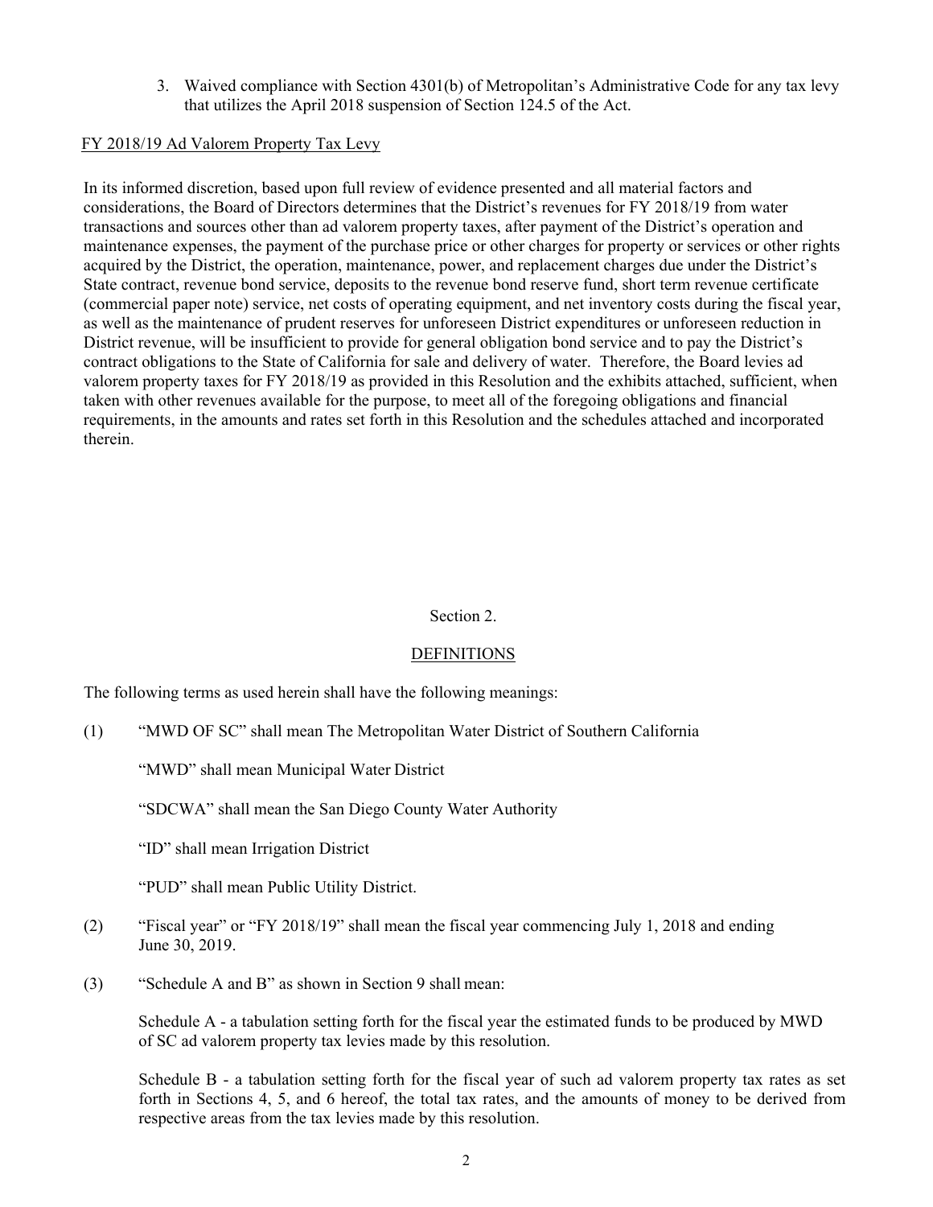3. Waived compliance with Section 4301(b) of Metropolitan's Administrative Code for any tax levy that utilizes the April 2018 suspension of Section 124.5 of the Act.

FY 2018/19 Ad Valorem Property Tax Levy

In its informed discretion, based upon full review of evidence presented and all material factors and considerations, the Board of Directors determines that the District's revenues for FY 2018/19 from water transactions and sources other than ad valorem property taxes, after payment of the District's operation and maintenance expenses, the payment of the purchase price or other charges for property or services or other rights acquired by the District, the operation, maintenance, power, and replacement charges due under the District's State contract, revenue bond service, deposits to the revenue bond reserve fund, short term revenue certificate (commercial paper note) service, net costs of operating equipment, and net inventory costs during the fiscal year, as well as the maintenance of prudent reserves for unforeseen District expenditures or unforeseen reduction in District revenue, will be insufficient to provide for general obligation bond service and to pay the District's contract obligations to the State of California for sale and delivery of water. Therefore, the Board levies ad valorem property taxes for FY 2018/19 as provided in this Resolution and the exhibits attached, sufficient, when taken with other revenues available for the purpose, to meet all of the foregoing obligations and financial requirements, in the amounts and rates set forth in this Resolution and the schedules attached and incorporated therein.

## Section 2.

## DEFINITIONS

The following terms as used herein shall have the following meanings:

(1) "MWD OF SC" shall mean The Metropolitan Water District of Southern California

"MWD" shall mean Municipal Water District

"SDCWA" shall mean the San Diego County Water Authority

"ID" shall mean Irrigation District

"PUD" shall mean Public Utility District.

(2) "Fiscal year" or "FY 2018/19" shall mean the fiscal year commencing July 1, 2018 and ending June 30, 2019.

(3) "Schedule A and B" as shown in Section 9 shall mean:

Schedule A - a tabulation setting forth for the fiscal year the estimated funds to be produced by MWD of SC ad valorem property tax levies made by this resolution.

Schedule B - a tabulation setting forth for the fiscal year of such ad valorem property tax rates as set forth in Sections 4, 5, and 6 hereof, the total tax rates, and the amounts of money to be derived from respective areas from the tax levies made by this resolution.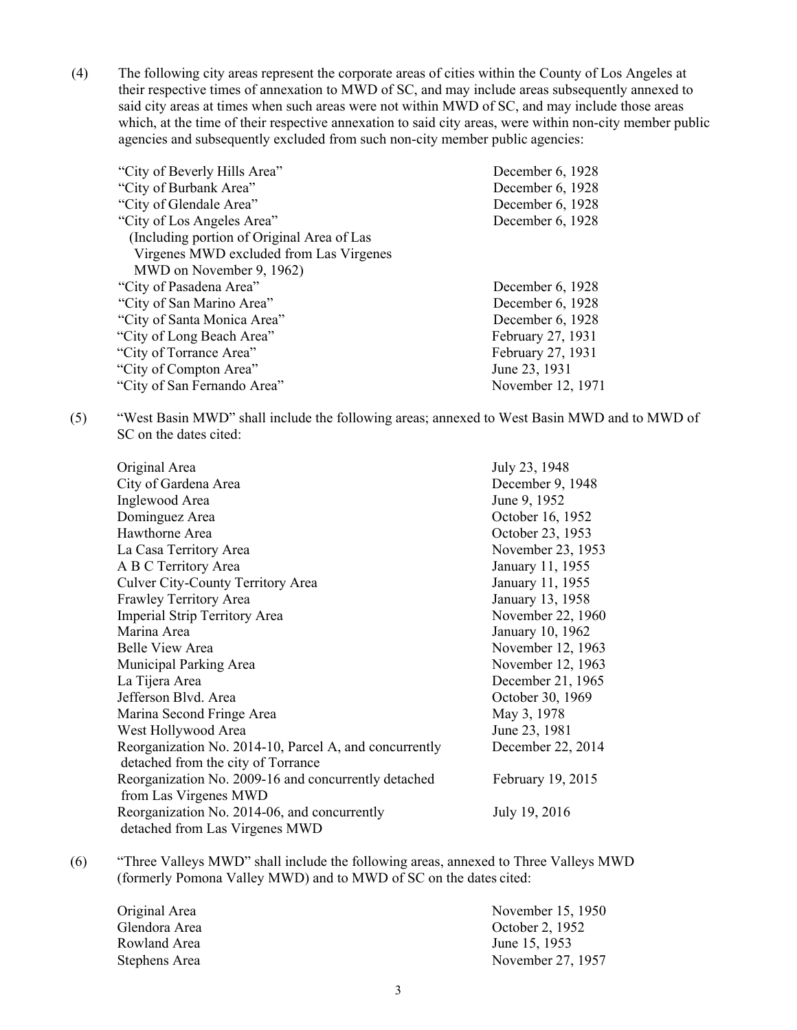(4) The following city areas represent the corporate areas of cities within the County of Los Angeles at their respective times of annexation to MWD of SC, and may include areas subsequently annexed to said city areas at times when such areas were not within MWD of SC, and may include those areas which, at the time of their respective annexation to said city areas, were within non-city member public agencies and subsequently excluded from such non-city member public agencies:

| | |
|---|---|
| "City of Beverly Hills Area" | December 6, 1928 |
| "City of Burbank Area" | December 6, 1928 |
| "City of Glendale Area" | December 6, 1928 |
| "City of Los Angeles Area" (Including portion of Original Area of Las Virgenes MWD excluded from Las Virgenes MWD on November 9, 1962) | December 6, 1928 |
| "City of Pasadena Area" | December 6, 1928 |
| "City of San Marino Area" | December 6, 1928 |
| "City of Santa Monica Area" | December 6, 1928 |
| "City of Long Beach Area" | February 27, 1931 |
| "City of Torrance Area" | February 27, 1931 |
| "City of Compton Area" | June 23, 1931 |
| "City of San Fernando Area" | November 12, 1971 |

(5) "West Basin MWD" shall include the following areas; annexed to West Basin MWD and to MWD of SC on the dates cited:

| | |
|---|---|
| Original Area | July 23, 1948 |
| City of Gardena Area | December 9, 1948 |
| Inglewood Area | June 9, 1952 |
| Dominguez Area | October 16, 1952 |
| Hawthorne Area | October 23, 1953 |
| La Casa Territory Area | November 23, 1953 |
| A B C Territory Area | January 11, 1955 |
| Culver City-County Territory Area | January 11, 1955 |
| Frawley Territory Area | January 13, 1958 |
| Imperial Strip Territory Area | November 22, 1960 |
| Marina Area | January 10, 1962 |
| Belle View Area | November 12, 1963 |
| Municipal Parking Area | November 12, 1963 |
| La Tijera Area | December 21, 1965 |
| Jefferson Blvd. Area | October 30, 1969 |
| Marina Second Fringe Area | May 3, 1978 |
| West Hollywood Area | June 23, 1981 |
| Reorganization No. 2014-10, Parcel A, and concurrently detached from the city of Torrance | December 22, 2014 |
| Reorganization No. 2009-16 and concurrently detached from Las Virgenes MWD | February 19, 2015 |
| Reorganization No. 2014-06, and concurrently detached from Las Virgenes MWD | July 19, 2016 |

(6) "Three Valleys MWD" shall include the following areas, annexed to Three Valleys MWD (formerly Pomona Valley MWD) and to MWD of SC on the dates cited:

| | |
|---|---|
| Original Area | November 15, 1950 |
| Glendora Area | October 2, 1952 |
| Rowland Area | June 15, 1953 |
| Stephens Area | November 27, 1957 |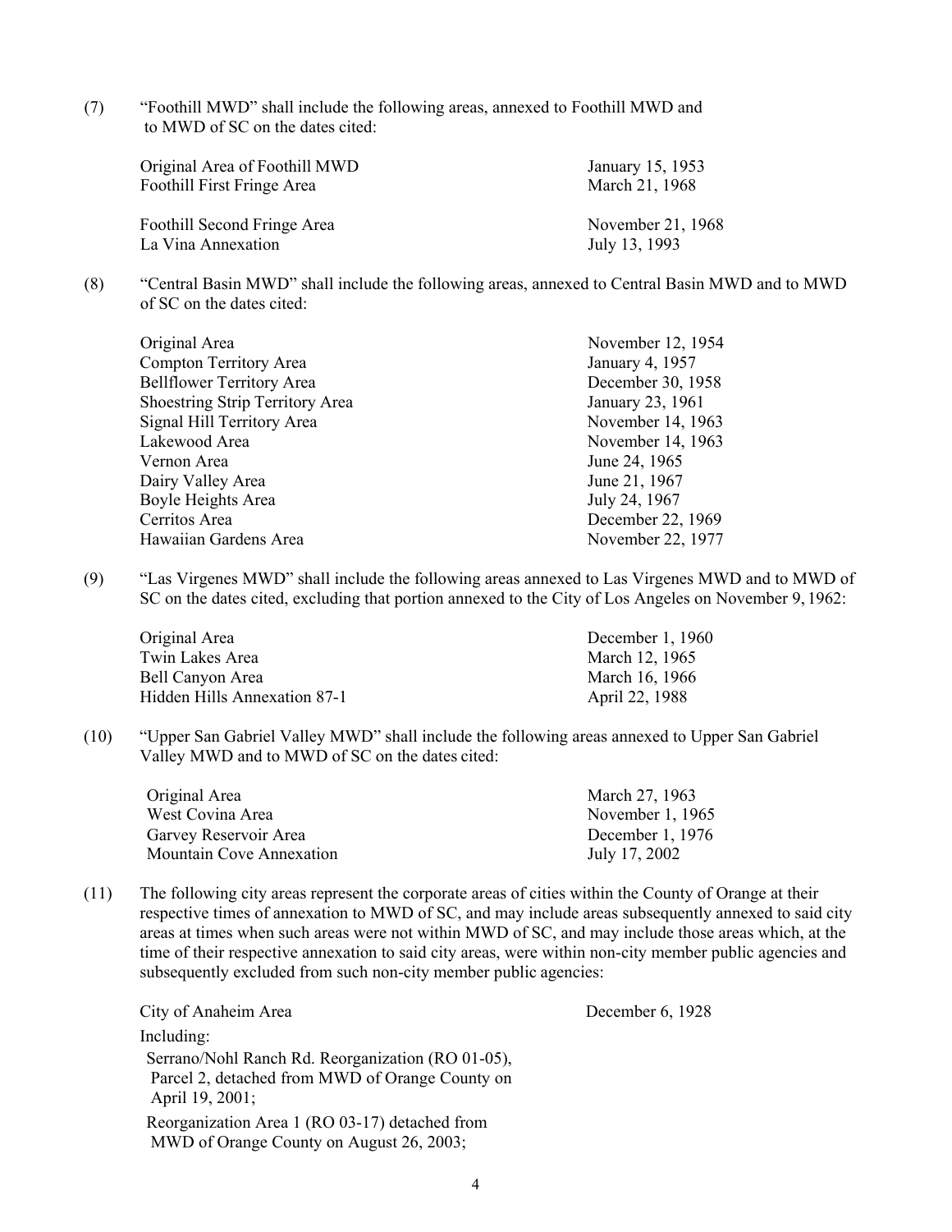(7) "Foothill MWD" shall include the following areas, annexed to Foothill MWD and to MWD of SC on the dates cited:

| | |
|---|---|
| Original Area of Foothill MWD | January 15, 1953 |
| Foothill First Fringe Area | March 21, 1968 |
| Foothill Second Fringe Area | November 21, 1968 |
| La Vina Annexation | July 13, 1993 |

(8) "Central Basin MWD" shall include the following areas, annexed to Central Basin MWD and to MWD of SC on the dates cited:

| | |
|---|---|
| Original Area | November 12, 1954 |
| Compton Territory Area | January 4, 1957 |
| Bellflower Territory Area | December 30, 1958 |
| Shoestring Strip Territory Area | January 23, 1961 |
| Signal Hill Territory Area | November 14, 1963 |
| Lakewood Area | November 14, 1963 |
| Vernon Area | June 24, 1965 |
| Dairy Valley Area | June 21, 1967 |
| Boyle Heights Area | July 24, 1967 |
| Cerritos Area | December 22, 1969 |
| Hawaiian Gardens Area | November 22, 1977 |

(9) "Las Virgenes MWD" shall include the following areas annexed to Las Virgenes MWD and to MWD of SC on the dates cited, excluding that portion annexed to the City of Los Angeles on November 9, 1962:

| | |
|---|---|
| Original Area | December 1, 1960 |
| Twin Lakes Area | March 12, 1965 |
| Bell Canyon Area | March 16, 1966 |
| Hidden Hills Annexation 87-1 | April 22, 1988 |

(10) "Upper San Gabriel Valley MWD" shall include the following areas annexed to Upper San Gabriel Valley MWD and to MWD of SC on the dates cited:

| | |
|---|---|
| Original Area | March 27, 1963 |
| West Covina Area | November 1, 1965 |
| Garvey Reservoir Area | December 1, 1976 |
| Mountain Cove Annexation | July 17, 2002 |

(11) The following city areas represent the corporate areas of cities within the County of Orange at their respective times of annexation to MWD of SC, and may include areas subsequently annexed to said city areas at times when such areas were not within MWD of SC, and may include those areas which, at the time of their respective annexation to said city areas, were within non-city member public agencies and subsequently excluded from such non-city member public agencies:

City of Anaheim Area — December 6, 1928

Including:

Serrano/Nohl Ranch Rd. Reorganization (RO 01-05), Parcel 2, detached from MWD of Orange County on April 19, 2001;

Reorganization Area 1 (RO 03-17) detached from MWD of Orange County on August 26, 2003;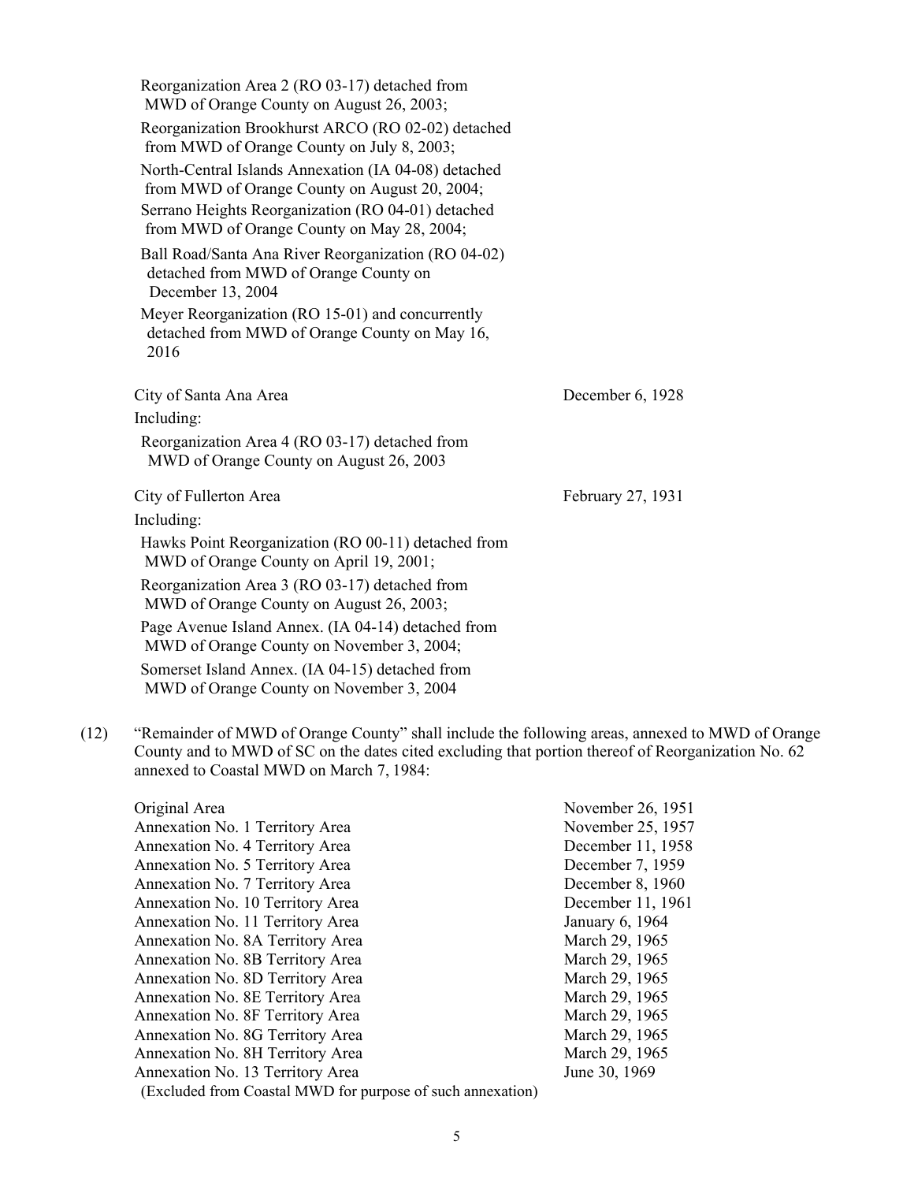Reorganization Area 2 (RO 03-17) detached from MWD of Orange County on August 26, 2003;

Reorganization Brookhurst ARCO (RO 02-02) detached from MWD of Orange County on July 8, 2003;

North-Central Islands Annexation (IA 04-08) detached from MWD of Orange County on August 20, 2004;

Serrano Heights Reorganization (RO 04-01) detached from MWD of Orange County on May 28, 2004;

Ball Road/Santa Ana River Reorganization (RO 04-02) detached from MWD of Orange County on December 13, 2004

Meyer Reorganization (RO 15-01) and concurrently detached from MWD of Orange County on May 16, 2016

| | |
|---|---|
| City of Santa Ana Area | December 6, 1928 |

Including:

Reorganization Area 4 (RO 03-17) detached from MWD of Orange County on August 26, 2003

| | |
|---|---|
| City of Fullerton Area | February 27, 1931 |

Including:

Hawks Point Reorganization (RO 00-11) detached from MWD of Orange County on April 19, 2001;

Reorganization Area 3 (RO 03-17) detached from MWD of Orange County on August 26, 2003;

Page Avenue Island Annex. (IA 04-14) detached from MWD of Orange County on November 3, 2004;

Somerset Island Annex. (IA 04-15) detached from MWD of Orange County on November 3, 2004

(12) "Remainder of MWD of Orange County" shall include the following areas, annexed to MWD of Orange County and to MWD of SC on the dates cited excluding that portion thereof of Reorganization No. 62 annexed to Coastal MWD on March 7, 1984:

| | |
|---|---|
| Original Area | November 26, 1951 |
| Annexation No. 1 Territory Area | November 25, 1957 |
| Annexation No. 4 Territory Area | December 11, 1958 |
| Annexation No. 5 Territory Area | December 7, 1959 |
| Annexation No. 7 Territory Area | December 8, 1960 |
| Annexation No. 10 Territory Area | December 11, 1961 |
| Annexation No. 11 Territory Area | January 6, 1964 |
| Annexation No. 8A Territory Area | March 29, 1965 |
| Annexation No. 8B Territory Area | March 29, 1965 |
| Annexation No. 8D Territory Area | March 29, 1965 |
| Annexation No. 8E Territory Area | March 29, 1965 |
| Annexation No. 8F Territory Area | March 29, 1965 |
| Annexation No. 8G Territory Area | March 29, 1965 |
| Annexation No. 8H Territory Area | March 29, 1965 |
| Annexation No. 13 Territory Area | June 30, 1969 |

(Excluded from Coastal MWD for purpose of such annexation)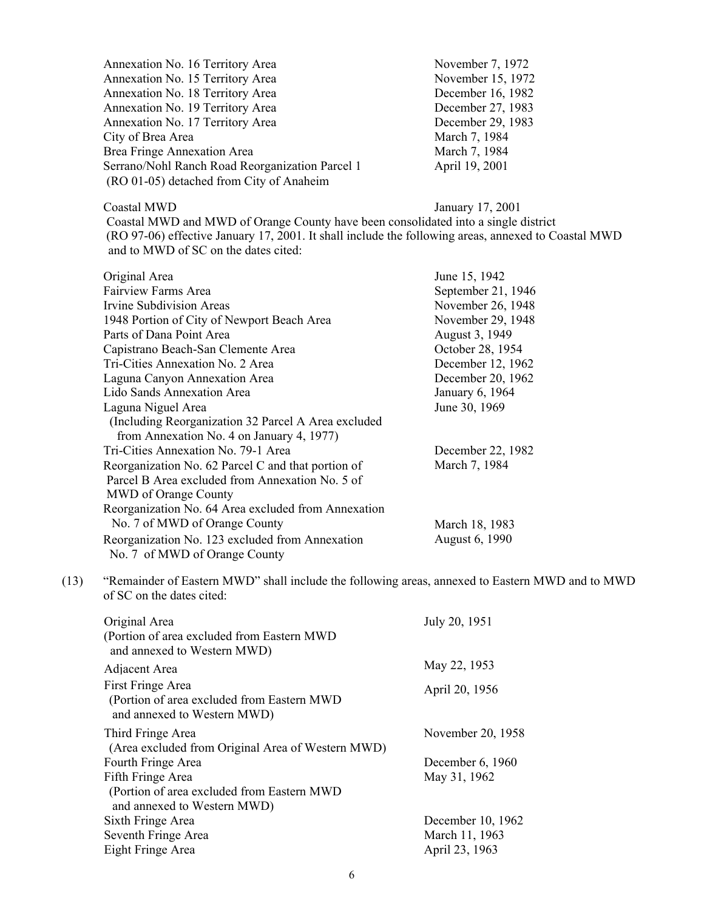| | |
|---|---|
| Annexation No. 16 Territory Area | November 7, 1972 |
| Annexation No. 15 Territory Area | November 15, 1972 |
| Annexation No. 18 Territory Area | December 16, 1982 |
| Annexation No. 19 Territory Area | December 27, 1983 |
| Annexation No. 17 Territory Area | December 29, 1983 |
| City of Brea Area | March 7, 1984 |
| Brea Fringe Annexation Area | March 7, 1984 |
| Serrano/Nohl Ranch Road Reorganization Parcel 1 (RO 01-05) detached from City of Anaheim | April 19, 2001 |

Coastal MWD — January 17, 2001

Coastal MWD and MWD of Orange County have been consolidated into a single district (RO 97-06) effective January 17, 2001. It shall include the following areas, annexed to Coastal MWD and to MWD of SC on the dates cited:

| | |
|---|---|
| Original Area | June 15, 1942 |
| Fairview Farms Area | September 21, 1946 |
| Irvine Subdivision Areas | November 26, 1948 |
| 1948 Portion of City of Newport Beach Area | November 29, 1948 |
| Parts of Dana Point Area | August 3, 1949 |
| Capistrano Beach-San Clemente Area | October 28, 1954 |
| Tri-Cities Annexation No. 2 Area | December 12, 1962 |
| Laguna Canyon Annexation Area | December 20, 1962 |
| Lido Sands Annexation Area | January 6, 1964 |
| Laguna Niguel Area (Including Reorganization 32 Parcel A Area excluded from Annexation No. 4 on January 4, 1977) | June 30, 1969 |
| Tri-Cities Annexation No. 79-1 Area | December 22, 1982 |
| Reorganization No. 62 Parcel C and that portion of Parcel B Area excluded from Annexation No. 5 of MWD of Orange County | March 7, 1984 |
| Reorganization No. 64 Area excluded from Annexation No. 7 of MWD of Orange County | March 18, 1983 |
| Reorganization No. 123 excluded from Annexation No. 7 of MWD of Orange County | August 6, 1990 |

(13) "Remainder of Eastern MWD" shall include the following areas, annexed to Eastern MWD and to MWD of SC on the dates cited:

| | |
|---|---|
| Original Area (Portion of area excluded from Eastern MWD and annexed to Western MWD) | July 20, 1951 |
| Adjacent Area | May 22, 1953 |
| First Fringe Area (Portion of area excluded from Eastern MWD and annexed to Western MWD) | April 20, 1956 |
| Third Fringe Area (Area excluded from Original Area of Western MWD) | November 20, 1958 |
| Fourth Fringe Area | December 6, 1960 |
| Fifth Fringe Area (Portion of area excluded from Eastern MWD and annexed to Western MWD) | May 31, 1962 |
| Sixth Fringe Area | December 10, 1962 |
| Seventh Fringe Area | March 11, 1963 |
| Eight Fringe Area | April 23, 1963 |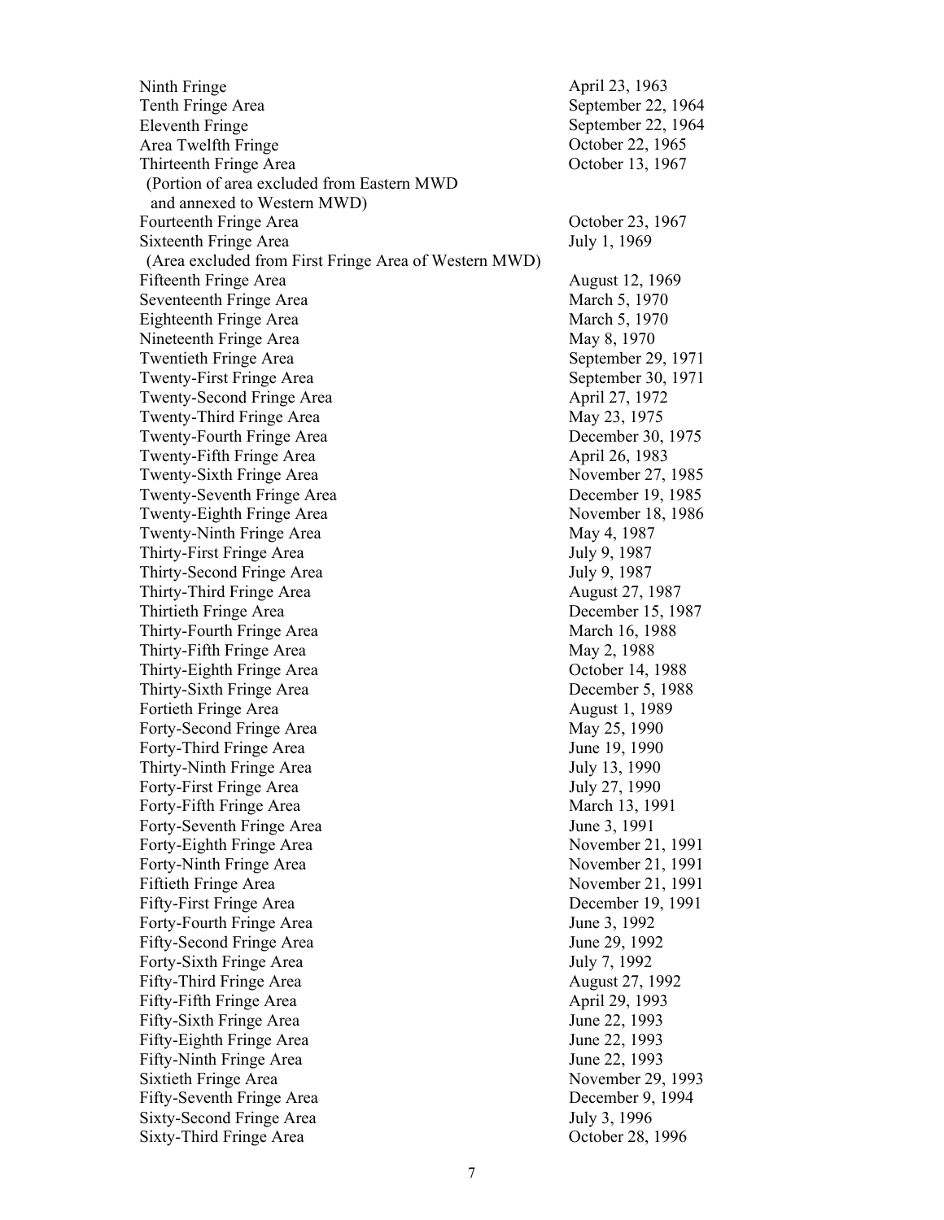| | |
|---|---|
| Ninth Fringe | April 23, 1963 |
| Tenth Fringe Area | September 22, 1964 |
| Eleventh Fringe | September 22, 1964 |
| Area Twelfth Fringe | October 22, 1965 |
| Thirteenth Fringe Area | October 13, 1967 |
| (Portion of area excluded from Eastern MWD and annexed to Western MWD) | |
| Fourteenth Fringe Area | October 23, 1967 |
| Sixteenth Fringe Area | July 1, 1969 |
| (Area excluded from First Fringe Area of Western MWD) | |
| Fifteenth Fringe Area | August 12, 1969 |
| Seventeenth Fringe Area | March 5, 1970 |
| Eighteenth Fringe Area | March 5, 1970 |
| Nineteenth Fringe Area | May 8, 1970 |
| Twentieth Fringe Area | September 29, 1971 |
| Twenty-First Fringe Area | September 30, 1971 |
| Twenty-Second Fringe Area | April 27, 1972 |
| Twenty-Third Fringe Area | May 23, 1975 |
| Twenty-Fourth Fringe Area | December 30, 1975 |
| Twenty-Fifth Fringe Area | April 26, 1983 |
| Twenty-Sixth Fringe Area | November 27, 1985 |
| Twenty-Seventh Fringe Area | December 19, 1985 |
| Twenty-Eighth Fringe Area | November 18, 1986 |
| Twenty-Ninth Fringe Area | May 4, 1987 |
| Thirty-First Fringe Area | July 9, 1987 |
| Thirty-Second Fringe Area | July 9, 1987 |
| Thirty-Third Fringe Area | August 27, 1987 |
| Thirtieth Fringe Area | December 15, 1987 |
| Thirty-Fourth Fringe Area | March 16, 1988 |
| Thirty-Fifth Fringe Area | May 2, 1988 |
| Thirty-Eighth Fringe Area | October 14, 1988 |
| Thirty-Sixth Fringe Area | December 5, 1988 |
| Fortieth Fringe Area | August 1, 1989 |
| Forty-Second Fringe Area | May 25, 1990 |
| Forty-Third Fringe Area | June 19, 1990 |
| Thirty-Ninth Fringe Area | July 13, 1990 |
| Forty-First Fringe Area | July 27, 1990 |
| Forty-Fifth Fringe Area | March 13, 1991 |
| Forty-Seventh Fringe Area | June 3, 1991 |
| Forty-Eighth Fringe Area | November 21, 1991 |
| Forty-Ninth Fringe Area | November 21, 1991 |
| Fiftieth Fringe Area | November 21, 1991 |
| Fifty-First Fringe Area | December 19, 1991 |
| Forty-Fourth Fringe Area | June 3, 1992 |
| Fifty-Second Fringe Area | June 29, 1992 |
| Forty-Sixth Fringe Area | July 7, 1992 |
| Fifty-Third Fringe Area | August 27, 1992 |
| Fifty-Fifth Fringe Area | April 29, 1993 |
| Fifty-Sixth Fringe Area | June 22, 1993 |
| Fifty-Eighth Fringe Area | June 22, 1993 |
| Fifty-Ninth Fringe Area | June 22, 1993 |
| Sixtieth Fringe Area | November 29, 1993 |
| Fifty-Seventh Fringe Area | December 9, 1994 |
| Sixty-Second Fringe Area | July 3, 1996 |
| Sixty-Third Fringe Area | October 28, 1996 |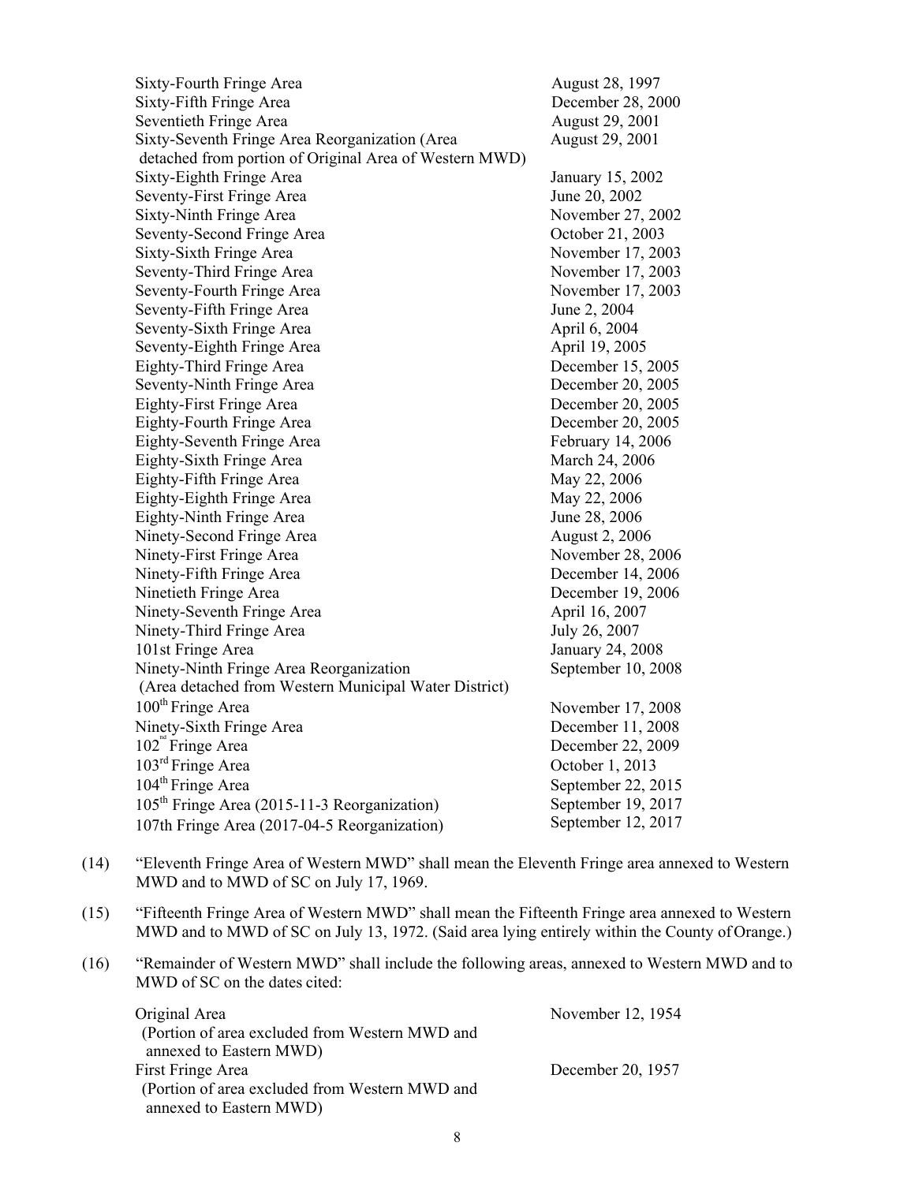| | |
|---|---|
| Sixty-Fourth Fringe Area | August 28, 1997 |
| Sixty-Fifth Fringe Area | December 28, 2000 |
| Seventieth Fringe Area | August 29, 2001 |
| Sixty-Seventh Fringe Area Reorganization (Area detached from portion of Original Area of Western MWD) | August 29, 2001 |
| Sixty-Eighth Fringe Area | January 15, 2002 |
| Seventy-First Fringe Area | June 20, 2002 |
| Sixty-Ninth Fringe Area | November 27, 2002 |
| Seventy-Second Fringe Area | October 21, 2003 |
| Sixty-Sixth Fringe Area | November 17, 2003 |
| Seventy-Third Fringe Area | November 17, 2003 |
| Seventy-Fourth Fringe Area | November 17, 2003 |
| Seventy-Fifth Fringe Area | June 2, 2004 |
| Seventy-Sixth Fringe Area | April 6, 2004 |
| Seventy-Eighth Fringe Area | April 19, 2005 |
| Eighty-Third Fringe Area | December 15, 2005 |
| Seventy-Ninth Fringe Area | December 20, 2005 |
| Eighty-First Fringe Area | December 20, 2005 |
| Eighty-Fourth Fringe Area | December 20, 2005 |
| Eighty-Seventh Fringe Area | February 14, 2006 |
| Eighty-Sixth Fringe Area | March 24, 2006 |
| Eighty-Fifth Fringe Area | May 22, 2006 |
| Eighty-Eighth Fringe Area | May 22, 2006 |
| Eighty-Ninth Fringe Area | June 28, 2006 |
| Ninety-Second Fringe Area | August 2, 2006 |
| Ninety-First Fringe Area | November 28, 2006 |
| Ninety-Fifth Fringe Area | December 14, 2006 |
| Ninetieth Fringe Area | December 19, 2006 |
| Ninety-Seventh Fringe Area | April 16, 2007 |
| Ninety-Third Fringe Area | July 26, 2007 |
| 101st Fringe Area | January 24, 2008 |
| Ninety-Ninth Fringe Area Reorganization (Area detached from Western Municipal Water District) | September 10, 2008 |
| 100th Fringe Area | November 17, 2008 |
| Ninety-Sixth Fringe Area | December 11, 2008 |
| 102nd Fringe Area | December 22, 2009 |
| 103rd Fringe Area | October 1, 2013 |
| 104th Fringe Area | September 22, 2015 |
| 105th Fringe Area (2015-11-3 Reorganization) | September 19, 2017 |
| 107th Fringe Area (2017-04-5 Reorganization) | September 12, 2017 |

(14) "Eleventh Fringe Area of Western MWD" shall mean the Eleventh Fringe area annexed to Western MWD and to MWD of SC on July 17, 1969.

(15) "Fifteenth Fringe Area of Western MWD" shall mean the Fifteenth Fringe area annexed to Western MWD and to MWD of SC on July 13, 1972. (Said area lying entirely within the County of Orange.)

(16) "Remainder of Western MWD" shall include the following areas, annexed to Western MWD and to MWD of SC on the dates cited:

| | |
|---|---|
| Original Area (Portion of area excluded from Western MWD and annexed to Eastern MWD) | November 12, 1954 |
| First Fringe Area (Portion of area excluded from Western MWD and annexed to Eastern MWD) | December 20, 1957 |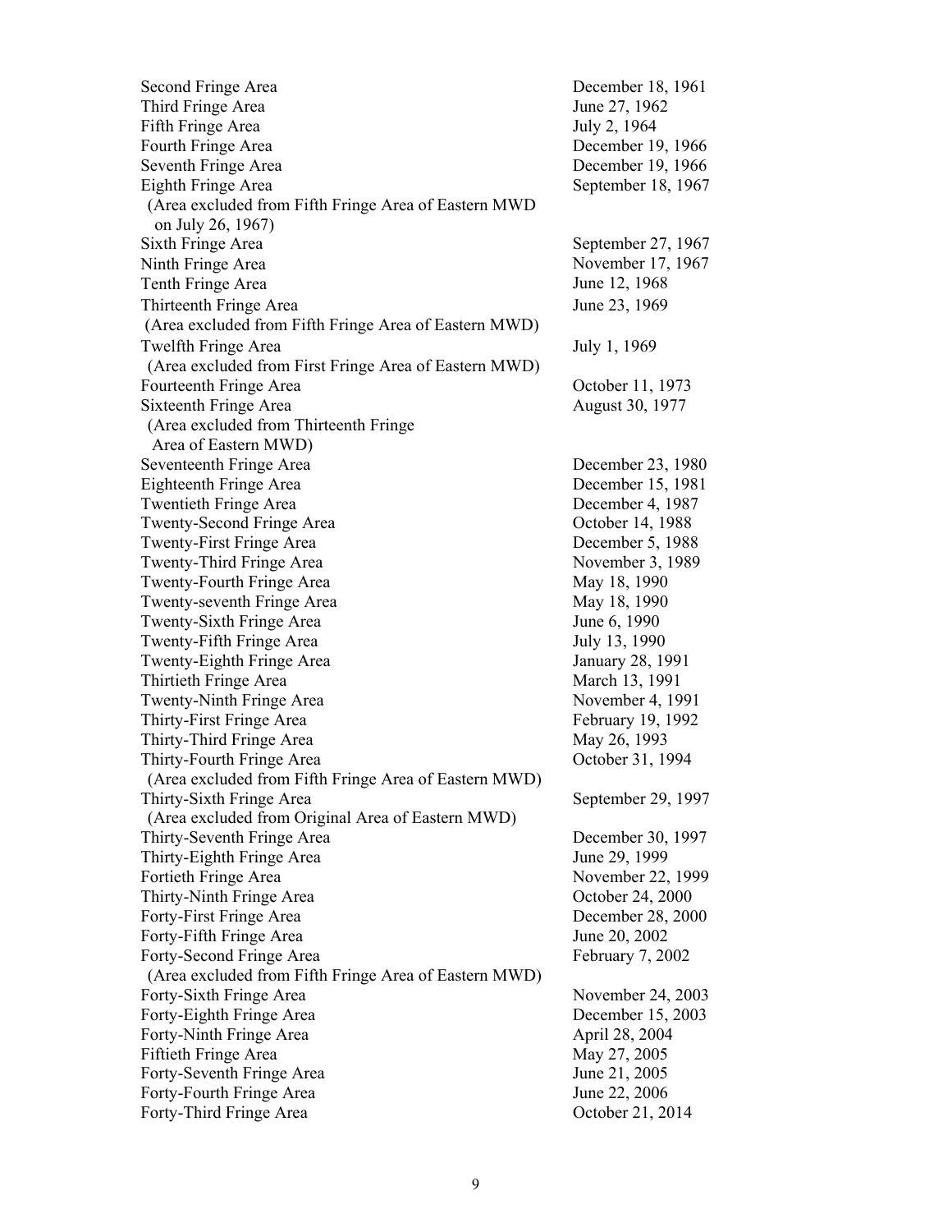| | |
|---|---|
| Second Fringe Area | December 18, 1961 |
| Third Fringe Area | June 27, 1962 |
| Fifth Fringe Area | July 2, 1964 |
| Fourth Fringe Area | December 19, 1966 |
| Seventh Fringe Area | December 19, 1966 |
| Eighth Fringe Area (Area excluded from Fifth Fringe Area of Eastern MWD on July 26, 1967) | September 18, 1967 |
| Sixth Fringe Area | September 27, 1967 |
| Ninth Fringe Area | November 17, 1967 |
| Tenth Fringe Area | June 12, 1968 |
| Thirteenth Fringe Area (Area excluded from Fifth Fringe Area of Eastern MWD) | June 23, 1969 |
| Twelfth Fringe Area (Area excluded from First Fringe Area of Eastern MWD) | July 1, 1969 |
| Fourteenth Fringe Area | October 11, 1973 |
| Sixteenth Fringe Area (Area excluded from Thirteenth Fringe Area of Eastern MWD) | August 30, 1977 |
| Seventeenth Fringe Area | December 23, 1980 |
| Eighteenth Fringe Area | December 15, 1981 |
| Twentieth Fringe Area | December 4, 1987 |
| Twenty-Second Fringe Area | October 14, 1988 |
| Twenty-First Fringe Area | December 5, 1988 |
| Twenty-Third Fringe Area | November 3, 1989 |
| Twenty-Fourth Fringe Area | May 18, 1990 |
| Twenty-seventh Fringe Area | May 18, 1990 |
| Twenty-Sixth Fringe Area | June 6, 1990 |
| Twenty-Fifth Fringe Area | July 13, 1990 |
| Twenty-Eighth Fringe Area | January 28, 1991 |
| Thirtieth Fringe Area | March 13, 1991 |
| Twenty-Ninth Fringe Area | November 4, 1991 |
| Thirty-First Fringe Area | February 19, 1992 |
| Thirty-Third Fringe Area | May 26, 1993 |
| Thirty-Fourth Fringe Area (Area excluded from Fifth Fringe Area of Eastern MWD) | October 31, 1994 |
| Thirty-Sixth Fringe Area (Area excluded from Original Area of Eastern MWD) | September 29, 1997 |
| Thirty-Seventh Fringe Area | December 30, 1997 |
| Thirty-Eighth Fringe Area | June 29, 1999 |
| Fortieth Fringe Area | November 22, 1999 |
| Thirty-Ninth Fringe Area | October 24, 2000 |
| Forty-First Fringe Area | December 28, 2000 |
| Forty-Fifth Fringe Area | June 20, 2002 |
| Forty-Second Fringe Area (Area excluded from Fifth Fringe Area of Eastern MWD) | February 7, 2002 |
| Forty-Sixth Fringe Area | November 24, 2003 |
| Forty-Eighth Fringe Area | December 15, 2003 |
| Forty-Ninth Fringe Area | April 28, 2004 |
| Fiftieth Fringe Area | May 27, 2005 |
| Forty-Seventh Fringe Area | June 21, 2005 |
| Forty-Fourth Fringe Area | June 22, 2006 |
| Forty-Third Fringe Area | October 21, 2014 |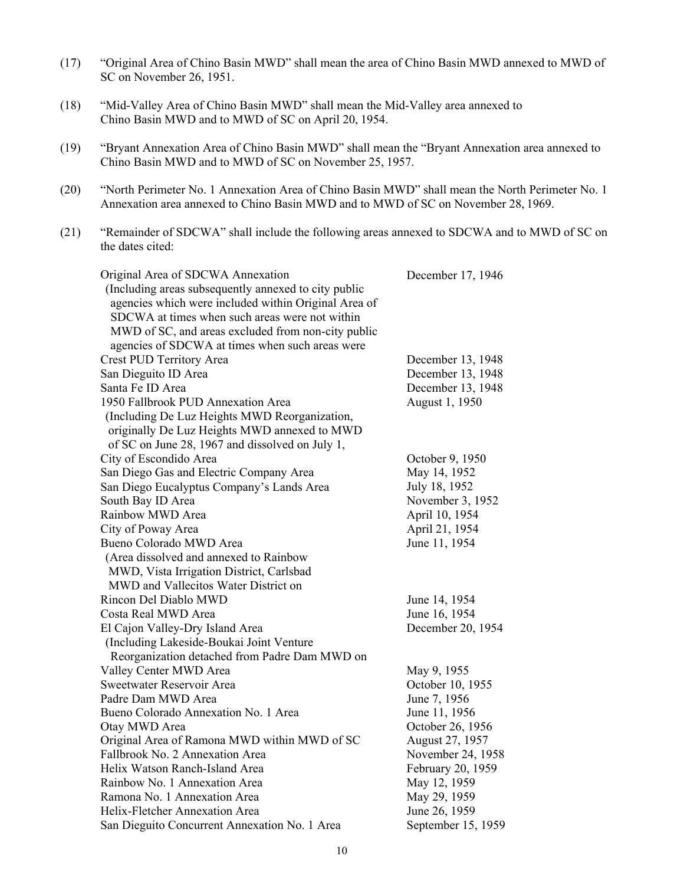(17) "Original Area of Chino Basin MWD" shall mean the area of Chino Basin MWD annexed to MWD of SC on November 26, 1951.

(18) "Mid-Valley Area of Chino Basin MWD" shall mean the Mid-Valley area annexed to Chino Basin MWD and to MWD of SC on April 20, 1954.

(19) "Bryant Annexation Area of Chino Basin MWD" shall mean the "Bryant Annexation area annexed to Chino Basin MWD and to MWD of SC on November 25, 1957.

(20) "North Perimeter No. 1 Annexation Area of Chino Basin MWD" shall mean the North Perimeter No. 1 Annexation area annexed to Chino Basin MWD and to MWD of SC on November 28, 1969.

(21) "Remainder of SDCWA" shall include the following areas annexed to SDCWA and to MWD of SC on the dates cited:

| | |
|---|---|
| Original Area of SDCWA Annexation (Including areas subsequently annexed to city public agencies which were included within Original Area of SDCWA at times when such areas were not within MWD of SC, and areas excluded from non-city public agencies of SDCWA at times when such areas were | December 17, 1946 |
| Crest PUD Territory Area | December 13, 1948 |
| San Dieguito ID Area | December 13, 1948 |
| Santa Fe ID Area | December 13, 1948 |
| 1950 Fallbrook PUD Annexation Area (Including De Luz Heights MWD Reorganization, originally De Luz Heights MWD annexed to MWD of SC on June 28, 1967 and dissolved on July 1, | August 1, 1950 |
| City of Escondido Area | October 9, 1950 |
| San Diego Gas and Electric Company Area | May 14, 1952 |
| San Diego Eucalyptus Company's Lands Area | July 18, 1952 |
| South Bay ID Area | November 3, 1952 |
| Rainbow MWD Area | April 10, 1954 |
| City of Poway Area | April 21, 1954 |
| Bueno Colorado MWD Area (Area dissolved and annexed to Rainbow MWD, Vista Irrigation District, Carlsbad MWD and Vallecitos Water District on | June 11, 1954 |
| Rincon Del Diablo MWD | June 14, 1954 |
| Costa Real MWD Area | June 16, 1954 |
| El Cajon Valley-Dry Island Area (Including Lakeside-Boukai Joint Venture Reorganization detached from Padre Dam MWD on | December 20, 1954 |
| Valley Center MWD Area | May 9, 1955 |
| Sweetwater Reservoir Area | October 10, 1955 |
| Padre Dam MWD Area | June 7, 1956 |
| Bueno Colorado Annexation No. 1 Area | June 11, 1956 |
| Otay MWD Area | October 26, 1956 |
| Original Area of Ramona MWD within MWD of SC | August 27, 1957 |
| Fallbrook No. 2 Annexation Area | November 24, 1958 |
| Helix Watson Ranch-Island Area | February 20, 1959 |
| Rainbow No. 1 Annexation Area | May 12, 1959 |
| Ramona No. 1 Annexation Area | May 29, 1959 |
| Helix-Fletcher Annexation Area | June 26, 1959 |
| San Dieguito Concurrent Annexation No. 1 Area | September 15, 1959 |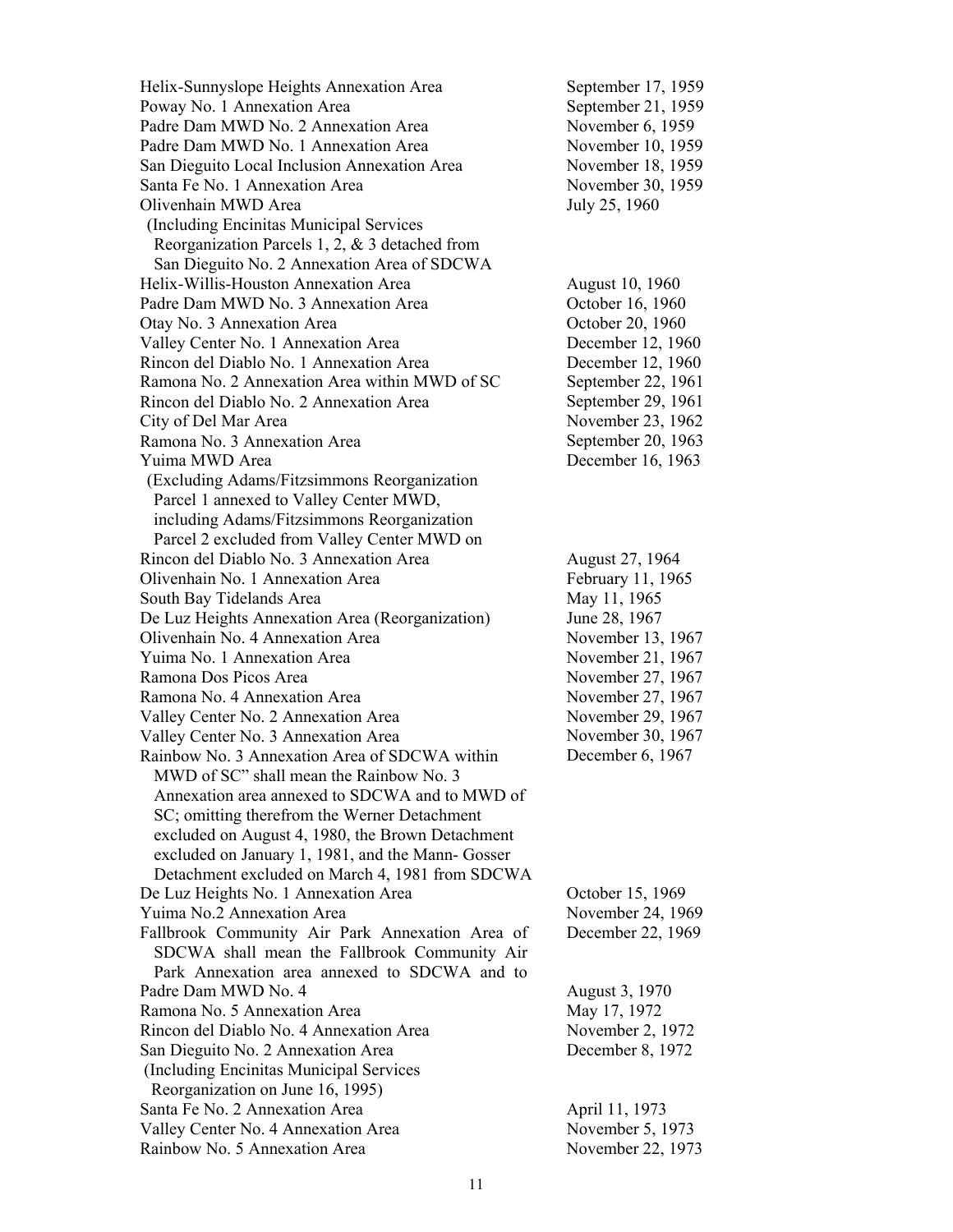| | |
|---|---|
| Helix-Sunnyslope Heights Annexation Area | September 17, 1959 |
| Poway No. 1 Annexation Area | September 21, 1959 |
| Padre Dam MWD No. 2 Annexation Area | November 6, 1959 |
| Padre Dam MWD No. 1 Annexation Area | November 10, 1959 |
| San Dieguito Local Inclusion Annexation Area | November 18, 1959 |
| Santa Fe No. 1 Annexation Area | November 30, 1959 |
| Olivenhain MWD Area (Including Encinitas Municipal Services Reorganization Parcels 1, 2, & 3 detached from San Dieguito No. 2 Annexation Area of SDCWA | July 25, 1960 |
| Helix-Willis-Houston Annexation Area | August 10, 1960 |
| Padre Dam MWD No. 3 Annexation Area | October 16, 1960 |
| Otay No. 3 Annexation Area | October 20, 1960 |
| Valley Center No. 1 Annexation Area | December 12, 1960 |
| Rincon del Diablo No. 1 Annexation Area | December 12, 1960 |
| Ramona No. 2 Annexation Area within MWD of SC | September 22, 1961 |
| Rincon del Diablo No. 2 Annexation Area | September 29, 1961 |
| City of Del Mar Area | November 23, 1962 |
| Ramona No. 3 Annexation Area | September 20, 1963 |
| Yuima MWD Area (Excluding Adams/Fitzsimmons Reorganization Parcel 1 annexed to Valley Center MWD, including Adams/Fitzsimmons Reorganization Parcel 2 excluded from Valley Center MWD on | December 16, 1963 |
| Rincon del Diablo No. 3 Annexation Area | August 27, 1964 |
| Olivenhain No. 1 Annexation Area | February 11, 1965 |
| South Bay Tidelands Area | May 11, 1965 |
| De Luz Heights Annexation Area (Reorganization) | June 28, 1967 |
| Olivenhain No. 4 Annexation Area | November 13, 1967 |
| Yuima No. 1 Annexation Area | November 21, 1967 |
| Ramona Dos Picos Area | November 27, 1967 |
| Ramona No. 4 Annexation Area | November 27, 1967 |
| Valley Center No. 2 Annexation Area | November 29, 1967 |
| Valley Center No. 3 Annexation Area | November 30, 1967 |
| Rainbow No. 3 Annexation Area of SDCWA within MWD of SC" shall mean the Rainbow No. 3 Annexation area annexed to SDCWA and to MWD of SC; omitting therefrom the Werner Detachment excluded on August 4, 1980, the Brown Detachment excluded on January 1, 1981, and the Mann- Gosser Detachment excluded on March 4, 1981 from SDCWA | December 6, 1967 |
| De Luz Heights No. 1 Annexation Area | October 15, 1969 |
| Yuima No.2 Annexation Area | November 24, 1969 |
| Fallbrook Community Air Park Annexation Area of SDCWA shall mean the Fallbrook Community Air Park Annexation area annexed to SDCWA and to | December 22, 1969 |
| Padre Dam MWD No. 4 | August 3, 1970 |
| Ramona No. 5 Annexation Area | May 17, 1972 |
| Rincon del Diablo No. 4 Annexation Area | November 2, 1972 |
| San Dieguito No. 2 Annexation Area (Including Encinitas Municipal Services Reorganization on June 16, 1995) | December 8, 1972 |
| Santa Fe No. 2 Annexation Area | April 11, 1973 |
| Valley Center No. 4 Annexation Area | November 5, 1973 |
| Rainbow No. 5 Annexation Area | November 22, 1973 |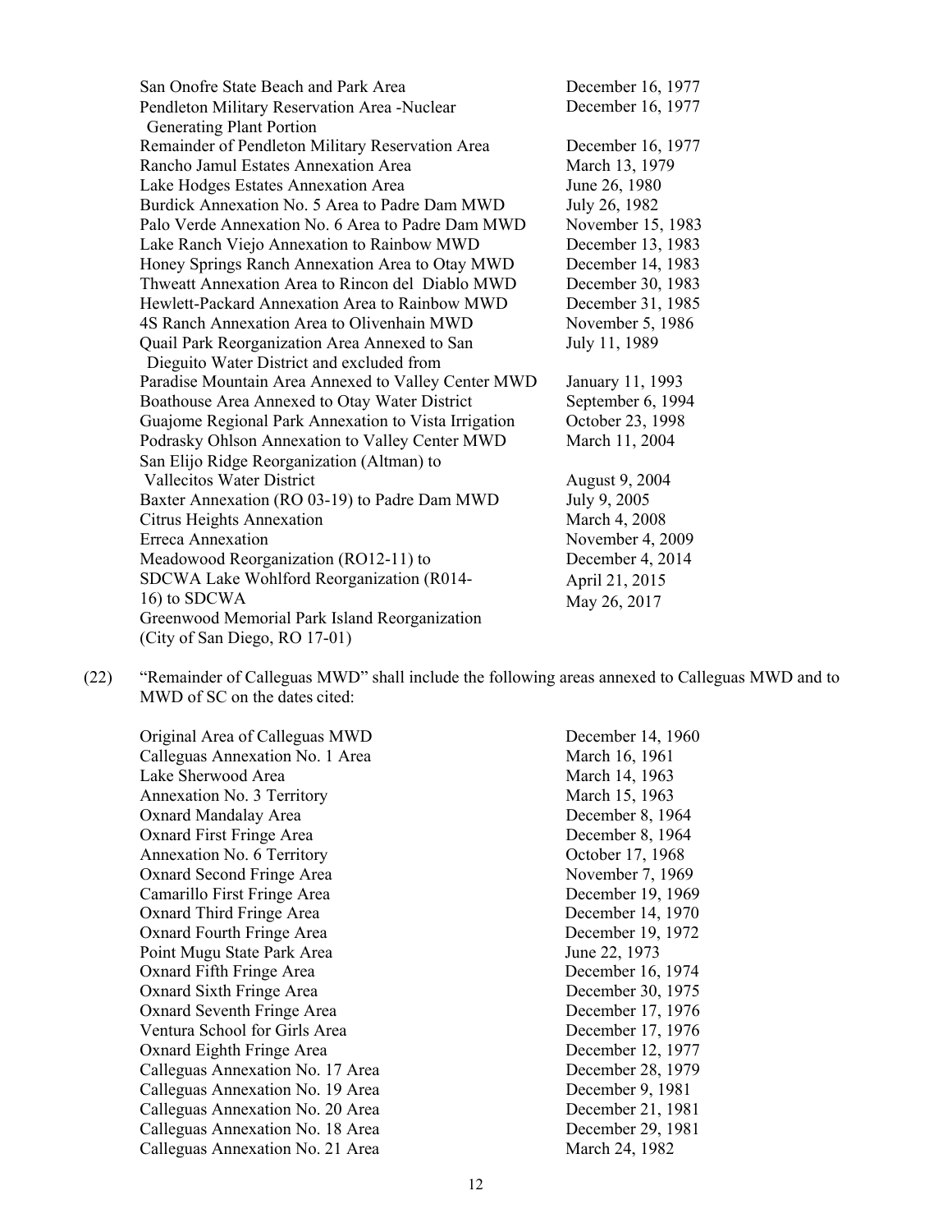| | |
|---|---|
| San Onofre State Beach and Park Area | December 16, 1977 |
| Pendleton Military Reservation Area -Nuclear Generating Plant Portion | December 16, 1977 |
| Remainder of Pendleton Military Reservation Area | December 16, 1977 |
| Rancho Jamul Estates Annexation Area | March 13, 1979 |
| Lake Hodges Estates Annexation Area | June 26, 1980 |
| Burdick Annexation No. 5 Area to Padre Dam MWD | July 26, 1982 |
| Palo Verde Annexation No. 6 Area to Padre Dam MWD | November 15, 1983 |
| Lake Ranch Viejo Annexation to Rainbow MWD | December 13, 1983 |
| Honey Springs Ranch Annexation Area to Otay MWD | December 14, 1983 |
| Thweatt Annexation Area to Rincon del Diablo MWD | December 30, 1983 |
| Hewlett-Packard Annexation Area to Rainbow MWD | December 31, 1985 |
| 4S Ranch Annexation Area to Olivenhain MWD | November 5, 1986 |
| Quail Park Reorganization Area Annexed to San Dieguito Water District and excluded from | July 11, 1989 |
| Paradise Mountain Area Annexed to Valley Center MWD | January 11, 1993 |
| Boathouse Area Annexed to Otay Water District | September 6, 1994 |
| Guajome Regional Park Annexation to Vista Irrigation | October 23, 1998 |
| Podrasky Ohlson Annexation to Valley Center MWD | March 11, 2004 |
| San Elijo Ridge Reorganization (Altman) to Vallecitos Water District | August 9, 2004 |
| Baxter Annexation (RO 03-19) to Padre Dam MWD | July 9, 2005 |
| Citrus Heights Annexation | March 4, 2008 |
| Erreca Annexation | November 4, 2009 |
| Meadowood Reorganization (RO12-11) to | December 4, 2014 |
| SDCWA Lake Wohlford Reorganization (R014-16) to SDCWA | April 21, 2015 |
| Greenwood Memorial Park Island Reorganization (City of San Diego, RO 17-01) | May 26, 2017 |

(22) "Remainder of Calleguas MWD" shall include the following areas annexed to Calleguas MWD and to MWD of SC on the dates cited:

| | |
|---|---|
| Original Area of Calleguas MWD | December 14, 1960 |
| Calleguas Annexation No. 1 Area | March 16, 1961 |
| Lake Sherwood Area | March 14, 1963 |
| Annexation No. 3 Territory | March 15, 1963 |
| Oxnard Mandalay Area | December 8, 1964 |
| Oxnard First Fringe Area | December 8, 1964 |
| Annexation No. 6 Territory | October 17, 1968 |
| Oxnard Second Fringe Area | November 7, 1969 |
| Camarillo First Fringe Area | December 19, 1969 |
| Oxnard Third Fringe Area | December 14, 1970 |
| Oxnard Fourth Fringe Area | December 19, 1972 |
| Point Mugu State Park Area | June 22, 1973 |
| Oxnard Fifth Fringe Area | December 16, 1974 |
| Oxnard Sixth Fringe Area | December 30, 1975 |
| Oxnard Seventh Fringe Area | December 17, 1976 |
| Ventura School for Girls Area | December 17, 1976 |
| Oxnard Eighth Fringe Area | December 12, 1977 |
| Calleguas Annexation No. 17 Area | December 28, 1979 |
| Calleguas Annexation No. 19 Area | December 9, 1981 |
| Calleguas Annexation No. 20 Area | December 21, 1981 |
| Calleguas Annexation No. 18 Area | December 29, 1981 |
| Calleguas Annexation No. 21 Area | March 24, 1982 |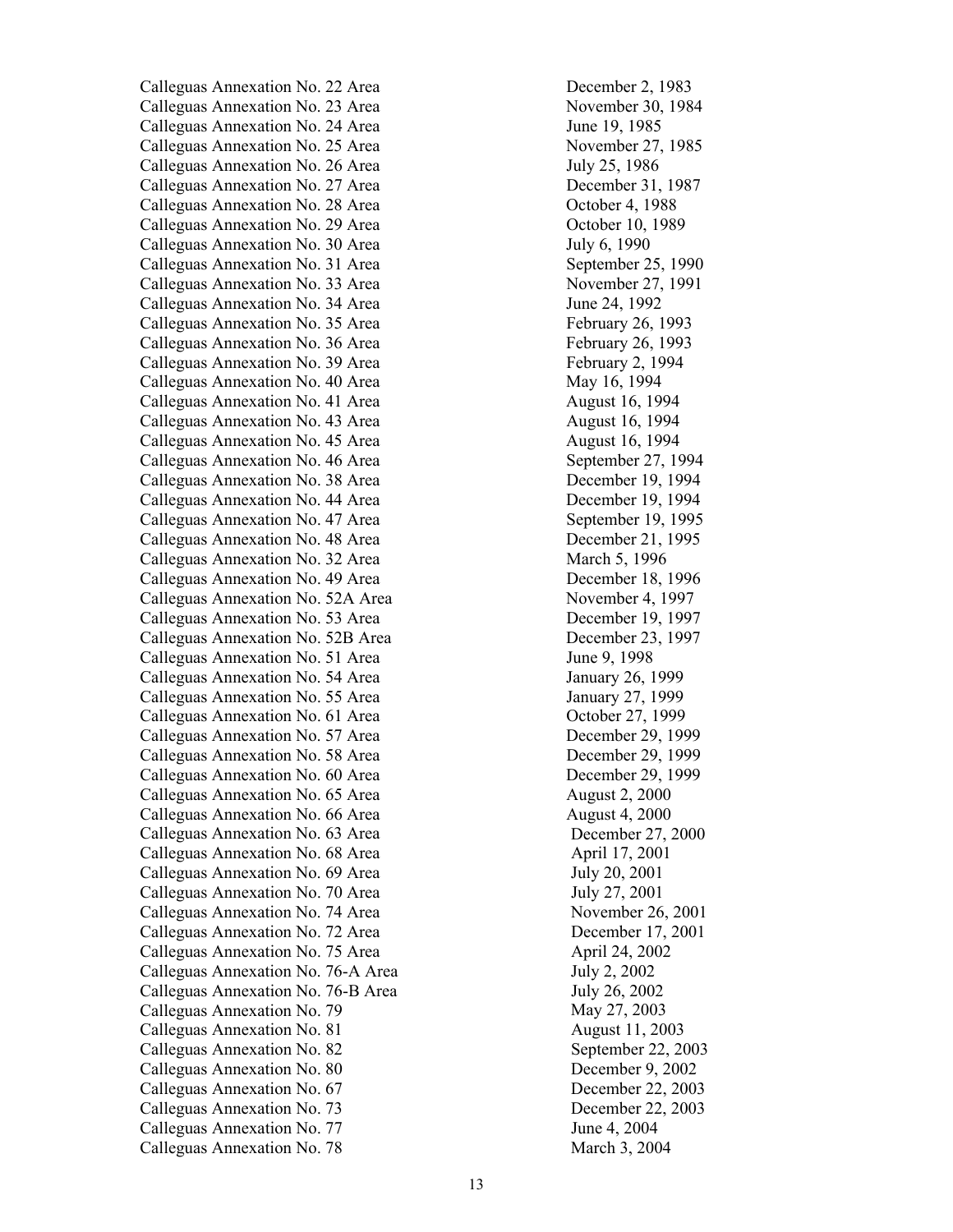| | |
|---|---|
| Calleguas Annexation No. 22 Area | December 2, 1983 |
| Calleguas Annexation No. 23 Area | November 30, 1984 |
| Calleguas Annexation No. 24 Area | June 19, 1985 |
| Calleguas Annexation No. 25 Area | November 27, 1985 |
| Calleguas Annexation No. 26 Area | July 25, 1986 |
| Calleguas Annexation No. 27 Area | December 31, 1987 |
| Calleguas Annexation No. 28 Area | October 4, 1988 |
| Calleguas Annexation No. 29 Area | October 10, 1989 |
| Calleguas Annexation No. 30 Area | July 6, 1990 |
| Calleguas Annexation No. 31 Area | September 25, 1990 |
| Calleguas Annexation No. 33 Area | November 27, 1991 |
| Calleguas Annexation No. 34 Area | June 24, 1992 |
| Calleguas Annexation No. 35 Area | February 26, 1993 |
| Calleguas Annexation No. 36 Area | February 26, 1993 |
| Calleguas Annexation No. 39 Area | February 2, 1994 |
| Calleguas Annexation No. 40 Area | May 16, 1994 |
| Calleguas Annexation No. 41 Area | August 16, 1994 |
| Calleguas Annexation No. 43 Area | August 16, 1994 |
| Calleguas Annexation No. 45 Area | August 16, 1994 |
| Calleguas Annexation No. 46 Area | September 27, 1994 |
| Calleguas Annexation No. 38 Area | December 19, 1994 |
| Calleguas Annexation No. 44 Area | December 19, 1994 |
| Calleguas Annexation No. 47 Area | September 19, 1995 |
| Calleguas Annexation No. 48 Area | December 21, 1995 |
| Calleguas Annexation No. 32 Area | March 5, 1996 |
| Calleguas Annexation No. 49 Area | December 18, 1996 |
| Calleguas Annexation No. 52A Area | November 4, 1997 |
| Calleguas Annexation No. 53 Area | December 19, 1997 |
| Calleguas Annexation No. 52B Area | December 23, 1997 |
| Calleguas Annexation No. 51 Area | June 9, 1998 |
| Calleguas Annexation No. 54 Area | January 26, 1999 |
| Calleguas Annexation No. 55 Area | January 27, 1999 |
| Calleguas Annexation No. 61 Area | October 27, 1999 |
| Calleguas Annexation No. 57 Area | December 29, 1999 |
| Calleguas Annexation No. 58 Area | December 29, 1999 |
| Calleguas Annexation No. 60 Area | December 29, 1999 |
| Calleguas Annexation No. 65 Area | August 2, 2000 |
| Calleguas Annexation No. 66 Area | August 4, 2000 |
| Calleguas Annexation No. 63 Area | December 27, 2000 |
| Calleguas Annexation No. 68 Area | April 17, 2001 |
| Calleguas Annexation No. 69 Area | July 20, 2001 |
| Calleguas Annexation No. 70 Area | July 27, 2001 |
| Calleguas Annexation No. 74 Area | November 26, 2001 |
| Calleguas Annexation No. 72 Area | December 17, 2001 |
| Calleguas Annexation No. 75 Area | April 24, 2002 |
| Calleguas Annexation No. 76-A Area | July 2, 2002 |
| Calleguas Annexation No. 76-B Area | July 26, 2002 |
| Calleguas Annexation No. 79 | May 27, 2003 |
| Calleguas Annexation No. 81 | August 11, 2003 |
| Calleguas Annexation No. 82 | September 22, 2003 |
| Calleguas Annexation No. 80 | December 9, 2002 |
| Calleguas Annexation No. 67 | December 22, 2003 |
| Calleguas Annexation No. 73 | December 22, 2003 |
| Calleguas Annexation No. 77 | June 4, 2004 |
| Calleguas Annexation No. 78 | March 3, 2004 |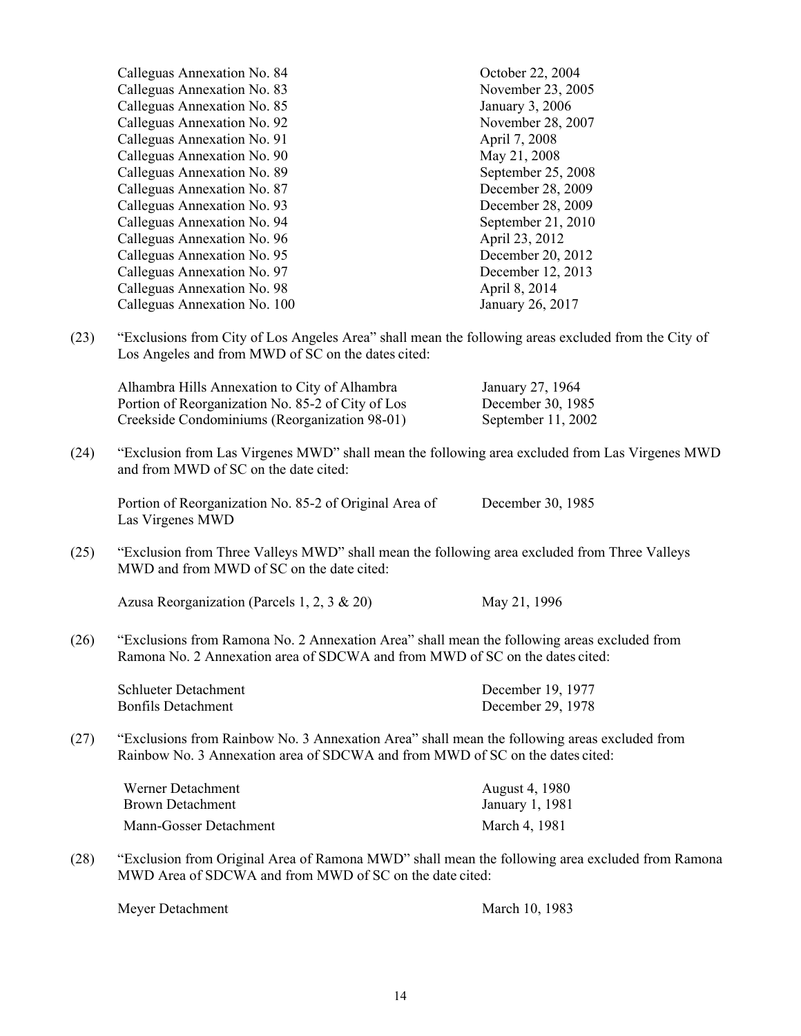| | |
|---|---|
| Calleguas Annexation No. 84 | October 22, 2004 |
| Calleguas Annexation No. 83 | November 23, 2005 |
| Calleguas Annexation No. 85 | January 3, 2006 |
| Calleguas Annexation No. 92 | November 28, 2007 |
| Calleguas Annexation No. 91 | April 7, 2008 |
| Calleguas Annexation No. 90 | May 21, 2008 |
| Calleguas Annexation No. 89 | September 25, 2008 |
| Calleguas Annexation No. 87 | December 28, 2009 |
| Calleguas Annexation No. 93 | December 28, 2009 |
| Calleguas Annexation No. 94 | September 21, 2010 |
| Calleguas Annexation No. 96 | April 23, 2012 |
| Calleguas Annexation No. 95 | December 20, 2012 |
| Calleguas Annexation No. 97 | December 12, 2013 |
| Calleguas Annexation No. 98 | April 8, 2014 |
| Calleguas Annexation No. 100 | January 26, 2017 |

(23) "Exclusions from City of Los Angeles Area" shall mean the following areas excluded from the City of Los Angeles and from MWD of SC on the dates cited:

| | |
|---|---|
| Alhambra Hills Annexation to City of Alhambra | January 27, 1964 |
| Portion of Reorganization No. 85-2 of City of Los | December 30, 1985 |
| Creekside Condominiums (Reorganization 98-01) | September 11, 2002 |

(24) "Exclusion from Las Virgenes MWD" shall mean the following area excluded from Las Virgenes MWD and from MWD of SC on the date cited:

| | |
|---|---|
| Portion of Reorganization No. 85-2 of Original Area of Las Virgenes MWD | December 30, 1985 |

(25) "Exclusion from Three Valleys MWD" shall mean the following area excluded from Three Valleys MWD and from MWD of SC on the date cited:

| | |
|---|---|
| Azusa Reorganization (Parcels 1, 2, 3 & 20) | May 21, 1996 |

(26) "Exclusions from Ramona No. 2 Annexation Area" shall mean the following areas excluded from Ramona No. 2 Annexation area of SDCWA and from MWD of SC on the dates cited:

| | |
|---|---|
| Schlueter Detachment | December 19, 1977 |
| Bonfils Detachment | December 29, 1978 |

(27) "Exclusions from Rainbow No. 3 Annexation Area" shall mean the following areas excluded from Rainbow No. 3 Annexation area of SDCWA and from MWD of SC on the dates cited:

| | |
|---|---|
| Werner Detachment | August 4, 1980 |
| Brown Detachment | January 1, 1981 |
| Mann-Gosser Detachment | March 4, 1981 |

(28) "Exclusion from Original Area of Ramona MWD" shall mean the following area excluded from Ramona MWD Area of SDCWA and from MWD of SC on the date cited:

| | |
|---|---|
| Meyer Detachment | March 10, 1983 |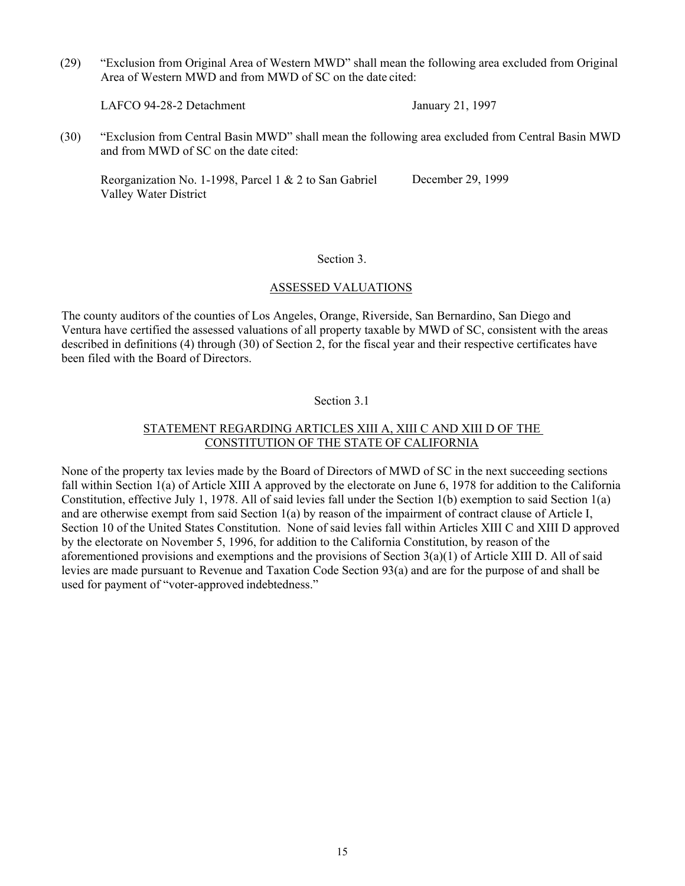(29) "Exclusion from Original Area of Western MWD" shall mean the following area excluded from Original Area of Western MWD and from MWD of SC on the date cited:

| | |
|---|---|
| LAFCO 94-28-2 Detachment | January 21, 1997 |

(30) "Exclusion from Central Basin MWD" shall mean the following area excluded from Central Basin MWD and from MWD of SC on the date cited:

| | |
|---|---|
| Reorganization No. 1-1998, Parcel 1 & 2 to San Gabriel Valley Water District | December 29, 1999 |

Section 3.

## ASSESSED VALUATIONS

The county auditors of the counties of Los Angeles, Orange, Riverside, San Bernardino, San Diego and Ventura have certified the assessed valuations of all property taxable by MWD of SC, consistent with the areas described in definitions (4) through (30) of Section 2, for the fiscal year and their respective certificates have been filed with the Board of Directors.

Section 3.1

## STATEMENT REGARDING ARTICLES XIII A, XIII C AND XIII D OF THE CONSTITUTION OF THE STATE OF CALIFORNIA

None of the property tax levies made by the Board of Directors of MWD of SC in the next succeeding sections fall within Section 1(a) of Article XIII A approved by the electorate on June 6, 1978 for addition to the California Constitution, effective July 1, 1978. All of said levies fall under the Section 1(b) exemption to said Section 1(a) and are otherwise exempt from said Section 1(a) by reason of the impairment of contract clause of Article I, Section 10 of the United States Constitution. None of said levies fall within Articles XIII C and XIII D approved by the electorate on November 5, 1996, for addition to the California Constitution, by reason of the aforementioned provisions and exemptions and the provisions of Section 3(a)(1) of Article XIII D. All of said levies are made pursuant to Revenue and Taxation Code Section 93(a) and are for the purpose of and shall be used for payment of "voter-approved indebtedness."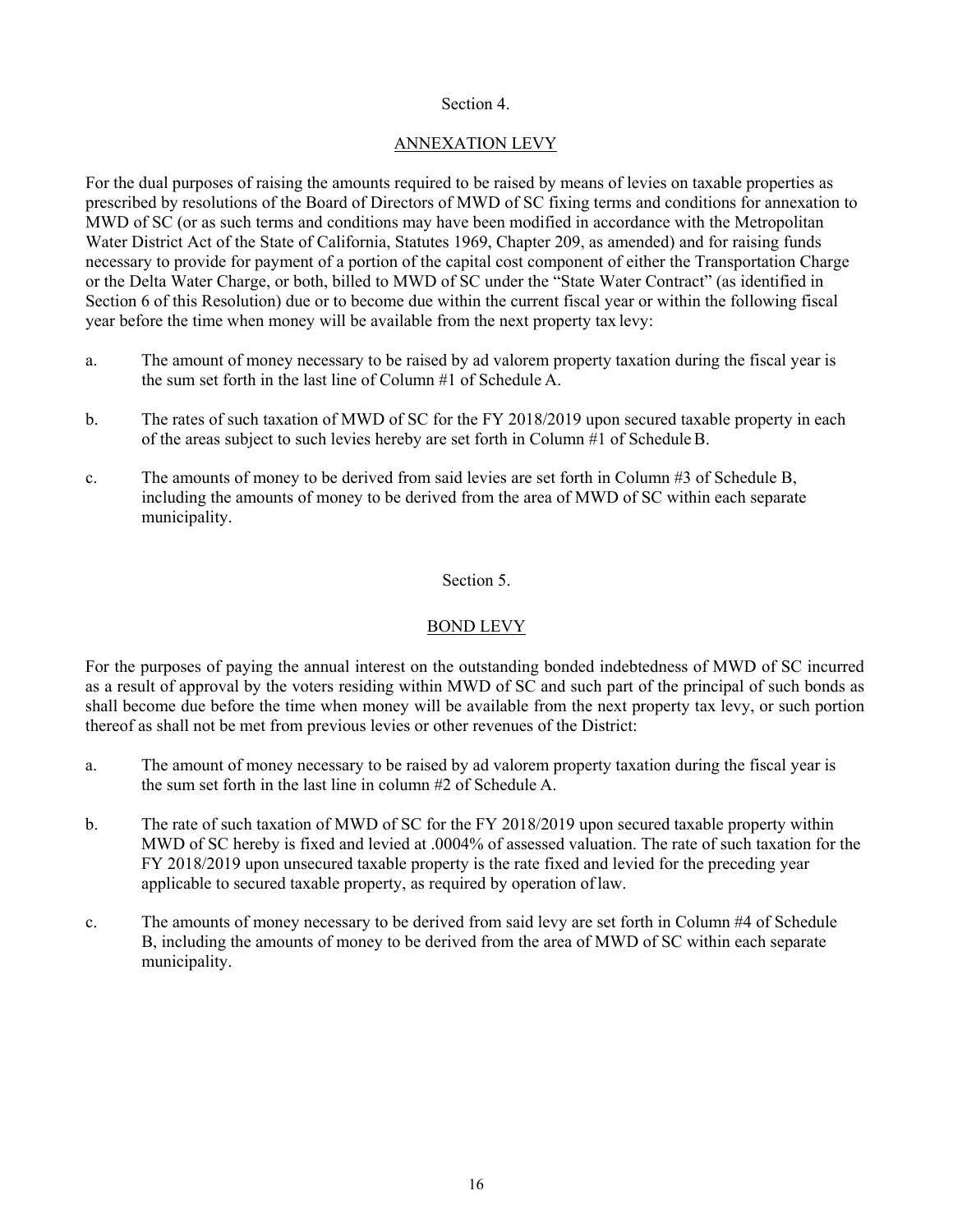Section 4.

## ANNEXATION LEVY

For the dual purposes of raising the amounts required to be raised by means of levies on taxable properties as prescribed by resolutions of the Board of Directors of MWD of SC fixing terms and conditions for annexation to MWD of SC (or as such terms and conditions may have been modified in accordance with the Metropolitan Water District Act of the State of California, Statutes 1969, Chapter 209, as amended) and for raising funds necessary to provide for payment of a portion of the capital cost component of either the Transportation Charge or the Delta Water Charge, or both, billed to MWD of SC under the "State Water Contract" (as identified in Section 6 of this Resolution) due or to become due within the current fiscal year or within the following fiscal year before the time when money will be available from the next property tax levy:

a. The amount of money necessary to be raised by ad valorem property taxation during the fiscal year is the sum set forth in the last line of Column #1 of Schedule A.

b. The rates of such taxation of MWD of SC for the FY 2018/2019 upon secured taxable property in each of the areas subject to such levies hereby are set forth in Column #1 of Schedule B.

c. The amounts of money to be derived from said levies are set forth in Column #3 of Schedule B, including the amounts of money to be derived from the area of MWD of SC within each separate municipality.

Section 5.

## BOND LEVY

For the purposes of paying the annual interest on the outstanding bonded indebtedness of MWD of SC incurred as a result of approval by the voters residing within MWD of SC and such part of the principal of such bonds as shall become due before the time when money will be available from the next property tax levy, or such portion thereof as shall not be met from previous levies or other revenues of the District:

a. The amount of money necessary to be raised by ad valorem property taxation during the fiscal year is the sum set forth in the last line in column #2 of Schedule A.

b. The rate of such taxation of MWD of SC for the FY 2018/2019 upon secured taxable property within MWD of SC hereby is fixed and levied at .0004% of assessed valuation. The rate of such taxation for the FY 2018/2019 upon unsecured taxable property is the rate fixed and levied for the preceding year applicable to secured taxable property, as required by operation of law.

c. The amounts of money necessary to be derived from said levy are set forth in Column #4 of Schedule B, including the amounts of money to be derived from the area of MWD of SC within each separate municipality.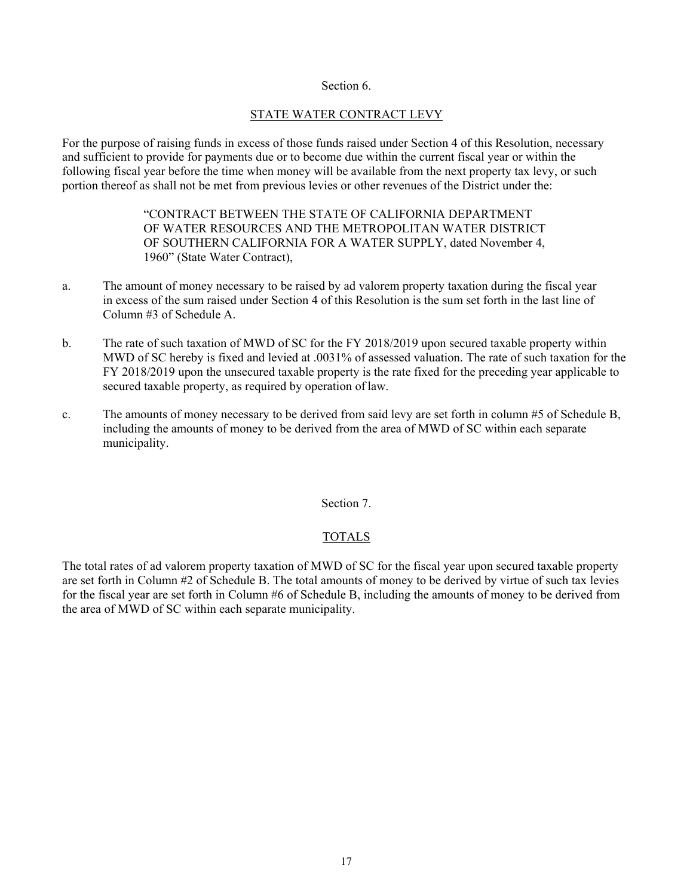Section 6.

STATE WATER CONTRACT LEVY

For the purpose of raising funds in excess of those funds raised under Section 4 of this Resolution, necessary and sufficient to provide for payments due or to become due within the current fiscal year or within the following fiscal year before the time when money will be available from the next property tax levy, or such portion thereof as shall not be met from previous levies or other revenues of the District under the:

> "CONTRACT BETWEEN THE STATE OF CALIFORNIA DEPARTMENT OF WATER RESOURCES AND THE METROPOLITAN WATER DISTRICT OF SOUTHERN CALIFORNIA FOR A WATER SUPPLY, dated November 4, 1960" (State Water Contract),

a. The amount of money necessary to be raised by ad valorem property taxation during the fiscal year in excess of the sum raised under Section 4 of this Resolution is the sum set forth in the last line of Column #3 of Schedule A.

b. The rate of such taxation of MWD of SC for the FY 2018/2019 upon secured taxable property within MWD of SC hereby is fixed and levied at .0031% of assessed valuation. The rate of such taxation for the FY 2018/2019 upon the unsecured taxable property is the rate fixed for the preceding year applicable to secured taxable property, as required by operation of law.

c. The amounts of money necessary to be derived from said levy are set forth in column #5 of Schedule B, including the amounts of money to be derived from the area of MWD of SC within each separate municipality.

Section 7.

TOTALS

The total rates of ad valorem property taxation of MWD of SC for the fiscal year upon secured taxable property are set forth in Column #2 of Schedule B. The total amounts of money to be derived by virtue of such tax levies for the fiscal year are set forth in Column #6 of Schedule B, including the amounts of money to be derived from the area of MWD of SC within each separate municipality.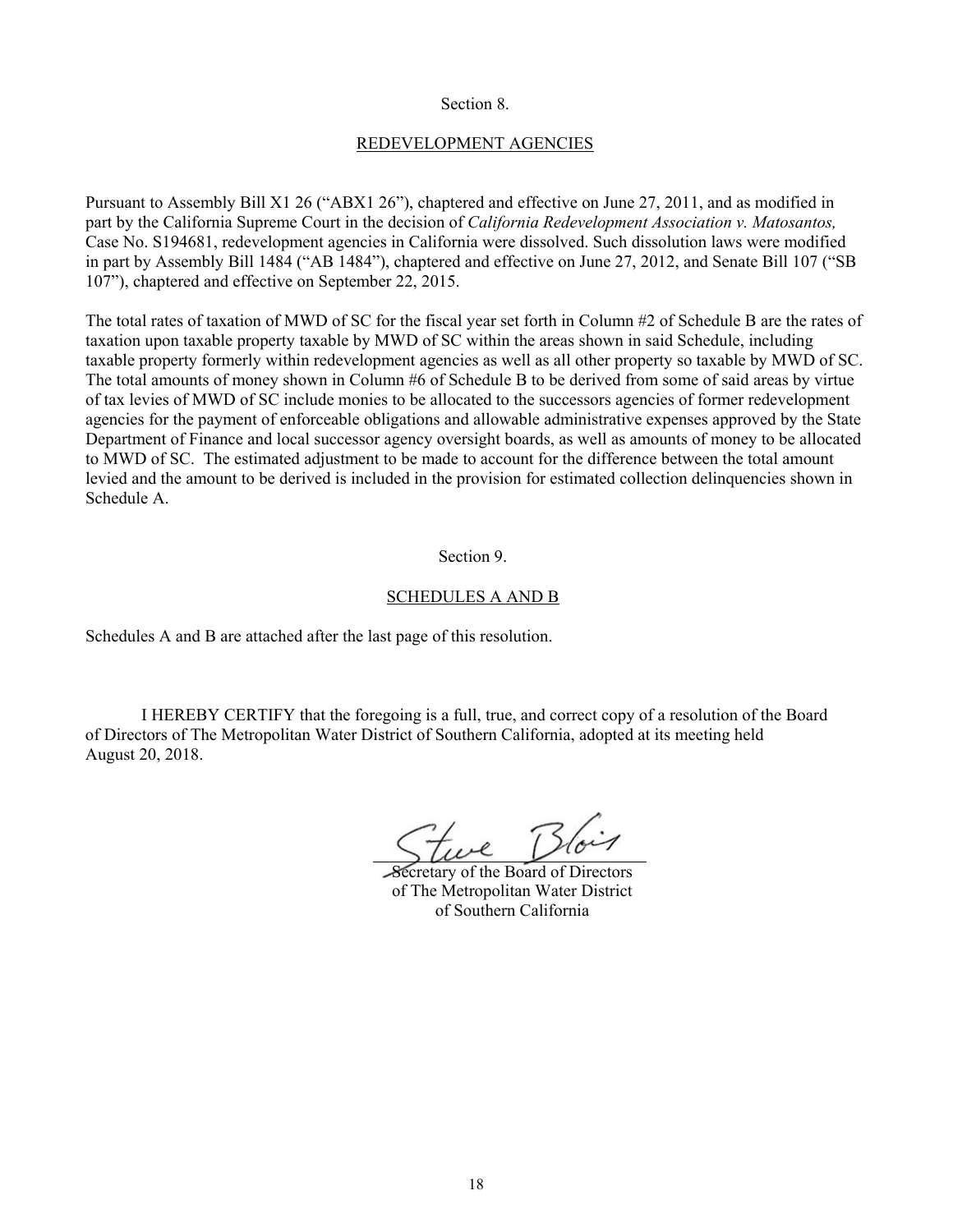Section 8.

REDEVELOPMENT AGENCIES

Pursuant to Assembly Bill X1 26 ("ABX1 26"), chaptered and effective on June 27, 2011, and as modified in part by the California Supreme Court in the decision of *California Redevelopment Association v. Matosantos,* Case No. S194681, redevelopment agencies in California were dissolved. Such dissolution laws were modified in part by Assembly Bill 1484 ("AB 1484"), chaptered and effective on June 27, 2012, and Senate Bill 107 ("SB 107"), chaptered and effective on September 22, 2015.

The total rates of taxation of MWD of SC for the fiscal year set forth in Column #2 of Schedule B are the rates of taxation upon taxable property taxable by MWD of SC within the areas shown in said Schedule, including taxable property formerly within redevelopment agencies as well as all other property so taxable by MWD of SC. The total amounts of money shown in Column #6 of Schedule B to be derived from some of said areas by virtue of tax levies of MWD of SC include monies to be allocated to the successors agencies of former redevelopment agencies for the payment of enforceable obligations and allowable administrative expenses approved by the State Department of Finance and local successor agency oversight boards, as well as amounts of money to be allocated to MWD of SC. The estimated adjustment to be made to account for the difference between the total amount levied and the amount to be derived is included in the provision for estimated collection delinquencies shown in Schedule A.

Section 9.

SCHEDULES A AND B

Schedules A and B are attached after the last page of this resolution.

I HEREBY CERTIFY that the foregoing is a full, true, and correct copy of a resolution of the Board of Directors of The Metropolitan Water District of Southern California, adopted at its meeting held August 20, 2018.

Steve Blois

Secretary of the Board of Directors
of The Metropolitan Water District
of Southern California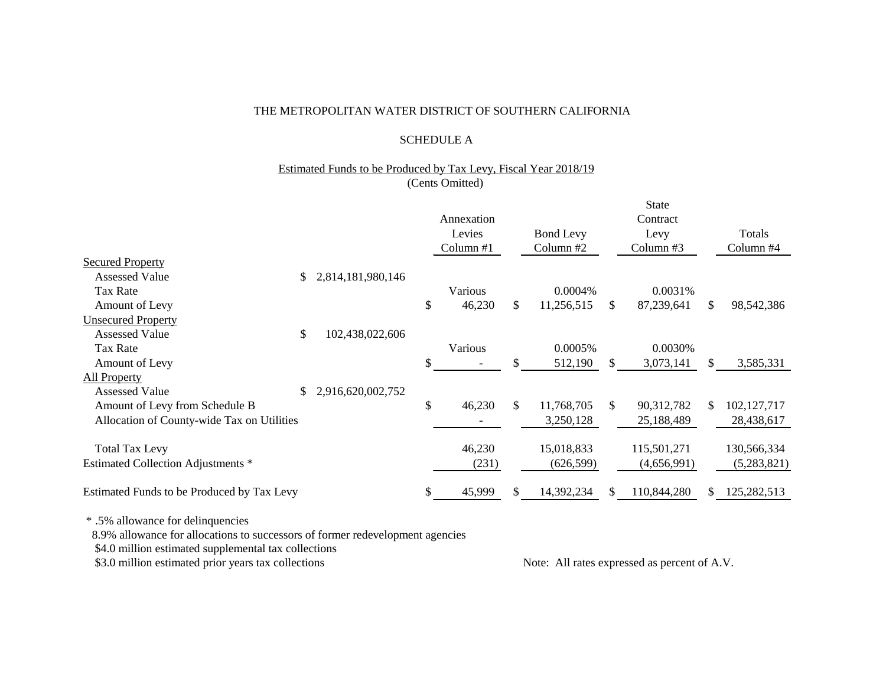THE METROPOLITAN WATER DISTRICT OF SOUTHERN CALIFORNIA

SCHEDULE A

Estimated Funds to be Produced by Tax Levy, Fiscal Year 2018/19
(Cents Omitted)

| | | Annexation Levies Column #1 | Bond Levy Column #2 | State Contract Levy Column #3 | Totals Column #4 |
|---|---|---|---|---|---|
| Secured Property | | | | | |
| Assessed Value | $ 2,814,181,980,146 | | | | |
| Tax Rate | | Various | 0.0004% | 0.0031% | |
| Amount of Levy | | $ 46,230 | $ 11,256,515 | $ 87,239,641 | $ 98,542,386 |
| Unsecured Property | | | | | |
| Assessed Value | $ 102,438,022,606 | | | | |
| Tax Rate | | Various | 0.0005% | 0.0030% | |
| Amount of Levy | | $ - | $ 512,190 | $ 3,073,141 | $ 3,585,331 |
| All Property | | | | | |
| Assessed Value | $ 2,916,620,002,752 | | | | |
| Amount of Levy from Schedule B | | $ 46,230 | $ 11,768,705 | $ 90,312,782 | $ 102,127,717 |
| Allocation of County-wide Tax on Utilities | | - | 3,250,128 | 25,188,489 | 28,438,617 |
| Total Tax Levy | | 46,230 | 15,018,833 | 115,501,271 | 130,566,334 |
| Estimated Collection Adjustments * | | (231) | (626,599) | (4,656,991) | (5,283,821) |
| Estimated Funds to be Produced by Tax Levy | | $ 45,999 | $ 14,392,234 | $ 110,844,280 | $ 125,282,513 |

\* .5% allowance for delinquencies
8.9% allowance for allocations to successors of former redevelopment agencies
$4.0 million estimated supplemental tax collections
$3.0 million estimated prior years tax collections

Note: All rates expressed as percent of A.V.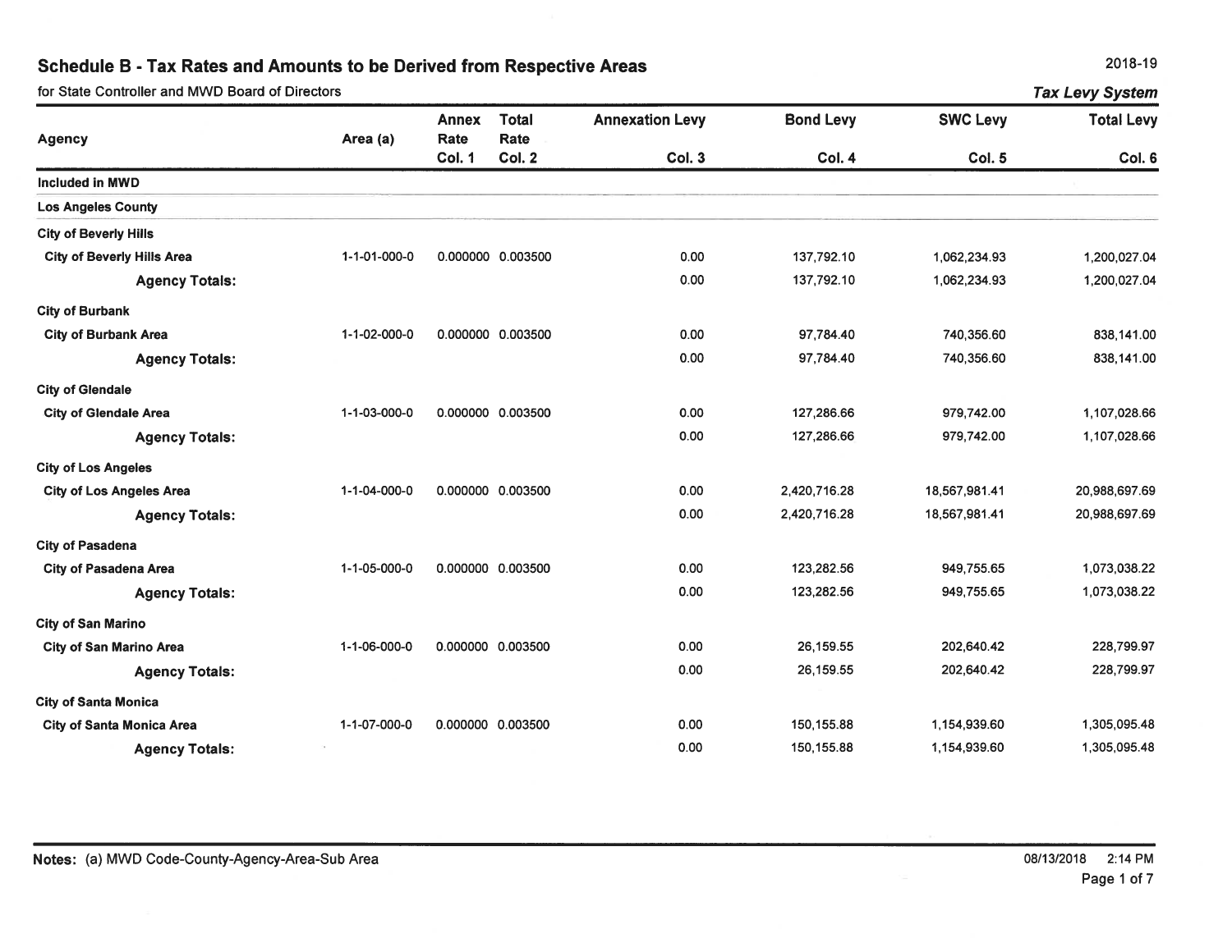## Schedule B - Tax Rates and Amounts to be Derived from Respective Areas

2018-19

for State Controller and MWD Board of Directors

*Tax Levy System*

| Agency | Area (a) | Annex Rate Col. 1 | Total Rate Col. 2 | Annexation Levy Col. 3 | Bond Levy Col. 4 | SWC Levy Col. 5 | Total Levy Col. 6 |
|---|---|---|---|---|---|---|---|
| **Included in MWD** | | | | | | | |
| **Los Angeles County** | | | | | | | |
| **City of Beverly Hills** | | | | | | | |
| **City of Beverly Hills Area** | 1-1-01-000-0 | 0.000000 | 0.003500 | 0.00 | 137,792.10 | 1,062,234.93 | 1,200,027.04 |
| **Agency Totals:** | | | | 0.00 | 137,792.10 | 1,062,234.93 | 1,200,027.04 |
| **City of Burbank** | | | | | | | |
| **City of Burbank Area** | 1-1-02-000-0 | 0.000000 | 0.003500 | 0.00 | 97,784.40 | 740,356.60 | 838,141.00 |
| **Agency Totals:** | | | | 0.00 | 97,784.40 | 740,356.60 | 838,141.00 |
| **City of Glendale** | | | | | | | |
| **City of Glendale Area** | 1-1-03-000-0 | 0.000000 | 0.003500 | 0.00 | 127,286.66 | 979,742.00 | 1,107,028.66 |
| **Agency Totals:** | | | | 0.00 | 127,286.66 | 979,742.00 | 1,107,028.66 |
| **City of Los Angeles** | | | | | | | |
| **City of Los Angeles Area** | 1-1-04-000-0 | 0.000000 | 0.003500 | 0.00 | 2,420,716.28 | 18,567,981.41 | 20,988,697.69 |
| **Agency Totals:** | | | | 0.00 | 2,420,716.28 | 18,567,981.41 | 20,988,697.69 |
| **City of Pasadena** | | | | | | | |
| **City of Pasadena Area** | 1-1-05-000-0 | 0.000000 | 0.003500 | 0.00 | 123,282.56 | 949,755.65 | 1,073,038.22 |
| **Agency Totals:** | | | | 0.00 | 123,282.56 | 949,755.65 | 1,073,038.22 |
| **City of San Marino** | | | | | | | |
| **City of San Marino Area** | 1-1-06-000-0 | 0.000000 | 0.003500 | 0.00 | 26,159.55 | 202,640.42 | 228,799.97 |
| **Agency Totals:** | | | | 0.00 | 26,159.55 | 202,640.42 | 228,799.97 |
| **City of Santa Monica** | | | | | | | |
| **City of Santa Monica Area** | 1-1-07-000-0 | 0.000000 | 0.003500 | 0.00 | 150,155.88 | 1,154,939.60 | 1,305,095.48 |
| **Agency Totals:** | | | | 0.00 | 150,155.88 | 1,154,939.60 | 1,305,095.48 |

**Notes:** (a) MWD Code-County-Agency-Area-Sub Area

08/13/2018 2:14 PM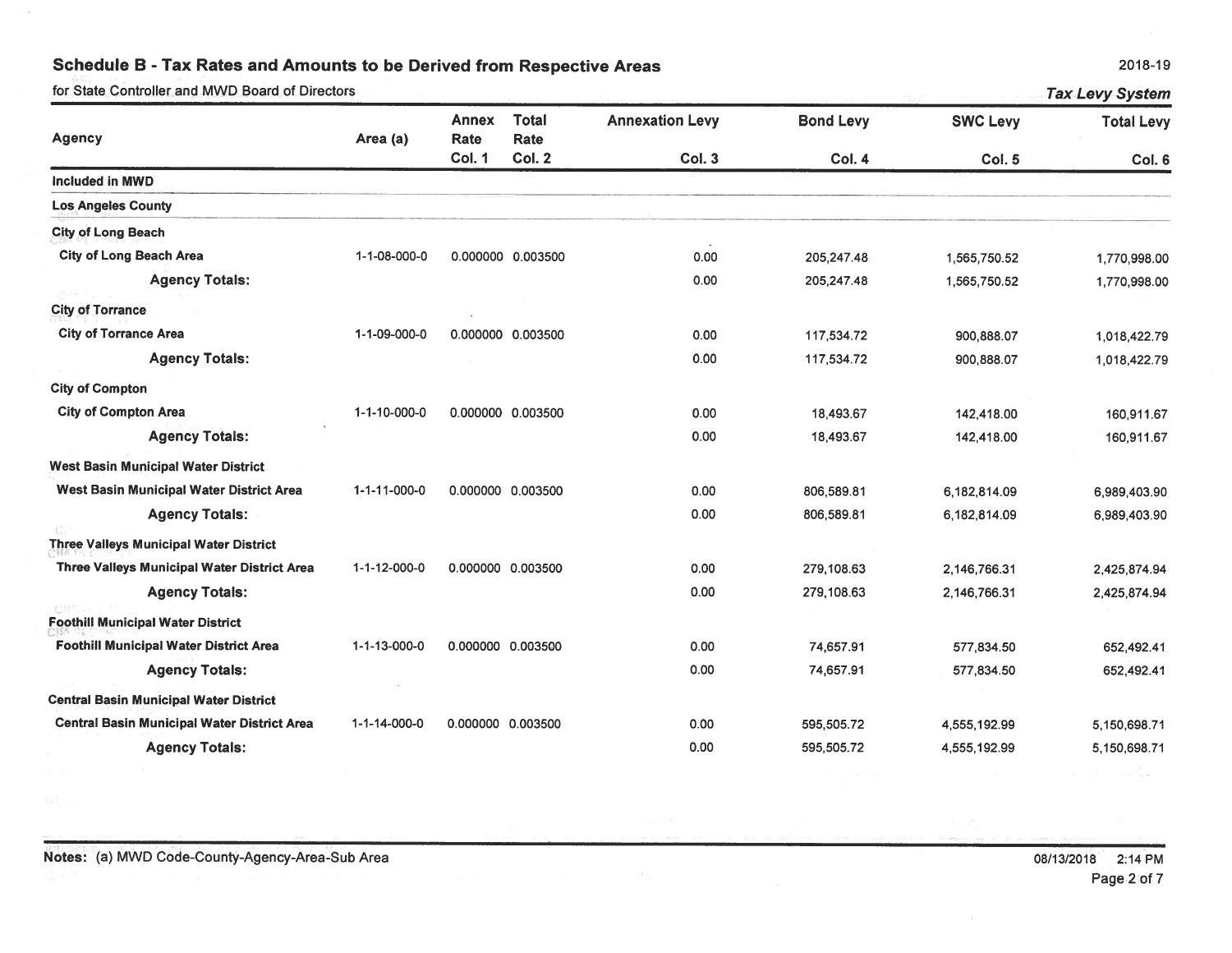## Schedule B - Tax Rates and Amounts to be Derived from Respective Areas

for State Controller and MWD Board of Directors

2018-19

*Tax Levy System*

| Agency | Area (a) | Annex Rate Col. 1 | Total Rate Col. 2 | Annexation Levy Col. 3 | Bond Levy Col. 4 | SWC Levy Col. 5 | Total Levy Col. 6 |
|---|---|---|---|---|---|---|---|
| **Included in MWD** | | | | | | | |
| **Los Angeles County** | | | | | | | |
| **City of Long Beach** | | | | | | | |
| **City of Long Beach Area** | 1-1-08-000-0 | 0.000000 | 0.003500 | 0.00 | 205,247.48 | 1,565,750.52 | 1,770,998.00 |
| **Agency Totals:** | | | | 0.00 | 205,247.48 | 1,565,750.52 | 1,770,998.00 |
| **City of Torrance** | | | | | | | |
| **City of Torrance Area** | 1-1-09-000-0 | 0.000000 | 0.003500 | 0.00 | 117,534.72 | 900,888.07 | 1,018,422.79 |
| **Agency Totals:** | | | | 0.00 | 117,534.72 | 900,888.07 | 1,018,422.79 |
| **City of Compton** | | | | | | | |
| **City of Compton Area** | 1-1-10-000-0 | 0.000000 | 0.003500 | 0.00 | 18,493.67 | 142,418.00 | 160,911.67 |
| **Agency Totals:** | | | | 0.00 | 18,493.67 | 142,418.00 | 160,911.67 |
| **West Basin Municipal Water District** | | | | | | | |
| **West Basin Municipal Water District Area** | 1-1-11-000-0 | 0.000000 | 0.003500 | 0.00 | 806,589.81 | 6,182,814.09 | 6,989,403.90 |
| **Agency Totals:** | | | | 0.00 | 806,589.81 | 6,182,814.09 | 6,989,403.90 |
| **Three Valleys Municipal Water District** | | | | | | | |
| **Three Valleys Municipal Water District Area** | 1-1-12-000-0 | 0.000000 | 0.003500 | 0.00 | 279,108.63 | 2,146,766.31 | 2,425,874.94 |
| **Agency Totals:** | | | | 0.00 | 279,108.63 | 2,146,766.31 | 2,425,874.94 |
| **Foothill Municipal Water District** | | | | | | | |
| **Foothill Municipal Water District Area** | 1-1-13-000-0 | 0.000000 | 0.003500 | 0.00 | 74,657.91 | 577,834.50 | 652,492.41 |
| **Agency Totals:** | | | | 0.00 | 74,657.91 | 577,834.50 | 652,492.41 |
| **Central Basin Municipal Water District** | | | | | | | |
| **Central Basin Municipal Water District Area** | 1-1-14-000-0 | 0.000000 | 0.003500 | 0.00 | 595,505.72 | 4,555,192.99 | 5,150,698.71 |
| **Agency Totals:** | | | | 0.00 | 595,505.72 | 4,555,192.99 | 5,150,698.71 |

**Notes:** (a) MWD Code-County-Agency-Area-Sub Area

08/13/2018 2:14 PM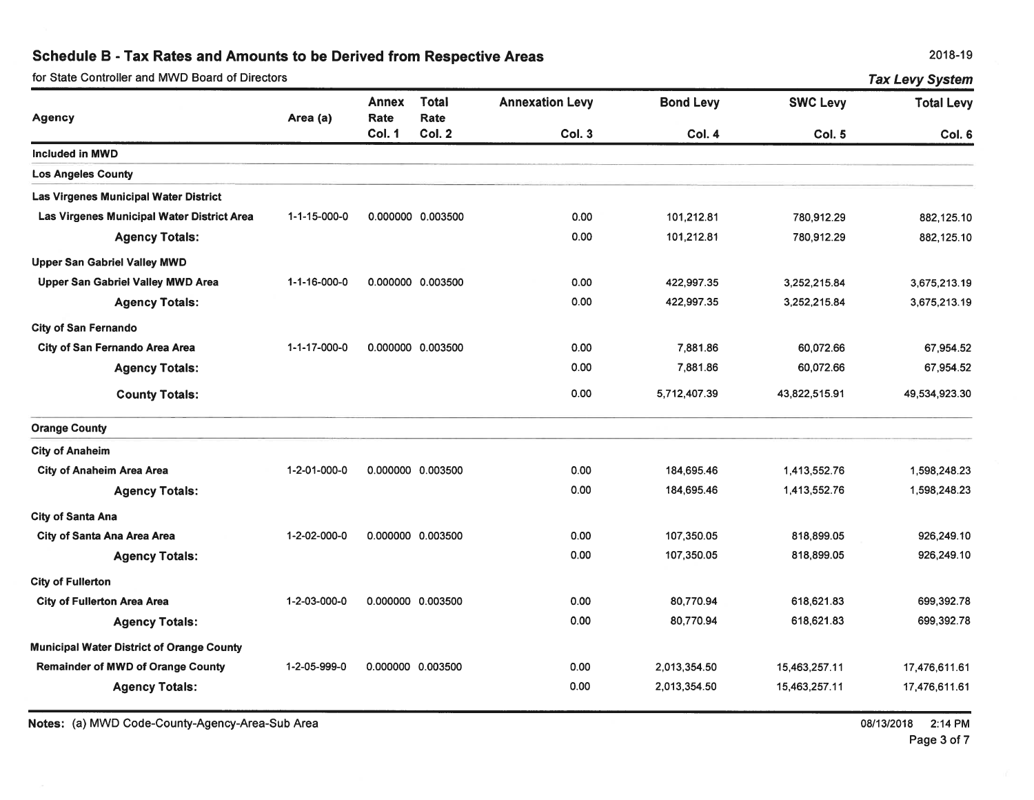## Schedule B - Tax Rates and Amounts to be Derived from Respective Areas

2018-19

for State Controller and MWD Board of Directors

*Tax Levy System*

| Agency | Area (a) | Annex Rate Col. 1 | Total Rate Col. 2 | Annexation Levy Col. 3 | Bond Levy Col. 4 | SWC Levy Col. 5 | Total Levy Col. 6 |
|---|---|---|---|---|---|---|---|
| **Included in MWD** | | | | | | | |
| **Los Angeles County** | | | | | | | |
| **Las Virgenes Municipal Water District** | | | | | | | |
| **Las Virgenes Municipal Water District Area** | 1-1-15-000-0 | 0.000000 | 0.003500 | 0.00 | 101,212.81 | 780,912.29 | 882,125.10 |
| **Agency Totals:** | | | | 0.00 | 101,212.81 | 780,912.29 | 882,125.10 |
| **Upper San Gabriel Valley MWD** | | | | | | | |
| **Upper San Gabriel Valley MWD Area** | 1-1-16-000-0 | 0.000000 | 0.003500 | 0.00 | 422,997.35 | 3,252,215.84 | 3,675,213.19 |
| **Agency Totals:** | | | | 0.00 | 422,997.35 | 3,252,215.84 | 3,675,213.19 |
| **City of San Fernando** | | | | | | | |
| **City of San Fernando Area Area** | 1-1-17-000-0 | 0.000000 | 0.003500 | 0.00 | 7,881.86 | 60,072.66 | 67,954.52 |
| **Agency Totals:** | | | | 0.00 | 7,881.86 | 60,072.66 | 67,954.52 |
| **County Totals:** | | | | 0.00 | 5,712,407.39 | 43,822,515.91 | 49,534,923.30 |
| **Orange County** | | | | | | | |
| **City of Anaheim** | | | | | | | |
| **City of Anaheim Area Area** | 1-2-01-000-0 | 0.000000 | 0.003500 | 0.00 | 184,695.46 | 1,413,552.76 | 1,598,248.23 |
| **Agency Totals:** | | | | 0.00 | 184,695.46 | 1,413,552.76 | 1,598,248.23 |
| **City of Santa Ana** | | | | | | | |
| **City of Santa Ana Area Area** | 1-2-02-000-0 | 0.000000 | 0.003500 | 0.00 | 107,350.05 | 818,899.05 | 926,249.10 |
| **Agency Totals:** | | | | 0.00 | 107,350.05 | 818,899.05 | 926,249.10 |
| **City of Fullerton** | | | | | | | |
| **City of Fullerton Area Area** | 1-2-03-000-0 | 0.000000 | 0.003500 | 0.00 | 80,770.94 | 618,621.83 | 699,392.78 |
| **Agency Totals:** | | | | 0.00 | 80,770.94 | 618,621.83 | 699,392.78 |
| **Municipal Water District of Orange County** | | | | | | | |
| **Remainder of MWD of Orange County** | 1-2-05-999-0 | 0.000000 | 0.003500 | 0.00 | 2,013,354.50 | 15,463,257.11 | 17,476,611.61 |
| **Agency Totals:** | | | | 0.00 | 2,013,354.50 | 15,463,257.11 | 17,476,611.61 |

**Notes:** (a) MWD Code-County-Agency-Area-Sub Area

08/13/2018 2:14 PM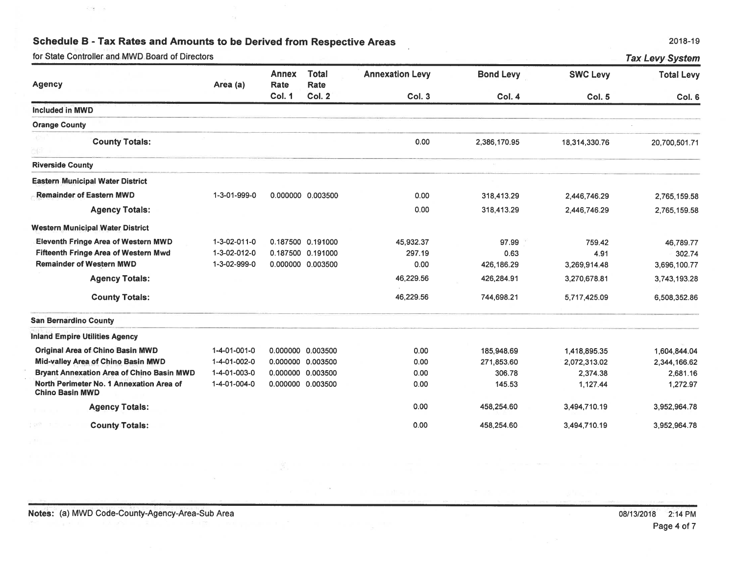## Schedule B - Tax Rates and Amounts to be Derived from Respective Areas

for State Controller and MWD Board of Directors

2018-19

*Tax Levy System*

| Agency | Area (a) | Annex Rate Col. 1 | Total Rate Col. 2 | Annexation Levy Col. 3 | Bond Levy Col. 4 | SWC Levy Col. 5 | Total Levy Col. 6 |
|---|---|---|---|---|---|---|---|
| **Included in MWD** | | | | | | | |
| **Orange County** | | | | | | | |
| **County Totals:** | | | | 0.00 | 2,386,170.95 | 18,314,330.76 | 20,700,501.71 |
| **Riverside County** | | | | | | | |
| **Eastern Municipal Water District** | | | | | | | |
| Remainder of Eastern MWD | 1-3-01-999-0 | 0.000000 | 0.003500 | 0.00 | 318,413.29 | 2,446,746.29 | 2,765,159.58 |
| **Agency Totals:** | | | | 0.00 | 318,413.29 | 2,446,746.29 | 2,765,159.58 |
| **Western Municipal Water District** | | | | | | | |
| Eleventh Fringe Area of Western MWD | 1-3-02-011-0 | 0.187500 | 0.191000 | 45,932.37 | 97.99 | 759.42 | 46,789.77 |
| Fifteenth Fringe Area of Western Mwd | 1-3-02-012-0 | 0.187500 | 0.191000 | 297.19 | 0.63 | 4.91 | 302.74 |
| Remainder of Western MWD | 1-3-02-999-0 | 0.000000 | 0.003500 | 0.00 | 426,186.29 | 3,269,914.48 | 3,696,100.77 |
| **Agency Totals:** | | | | 46,229.56 | 426,284.91 | 3,270,678.81 | 3,743,193.28 |
| **County Totals:** | | | | 46,229.56 | 744,698.21 | 5,717,425.09 | 6,508,352.86 |
| **San Bernardino County** | | | | | | | |
| **Inland Empire Utilities Agency** | | | | | | | |
| Original Area of Chino Basin MWD | 1-4-01-001-0 | 0.000000 | 0.003500 | 0.00 | 185,948.69 | 1,418,895.35 | 1,604,844.04 |
| Mid-valley Area of Chino Basin MWD | 1-4-01-002-0 | 0.000000 | 0.003500 | 0.00 | 271,853.60 | 2,072,313.02 | 2,344,166.62 |
| Bryant Annexation Area of Chino Basin MWD | 1-4-01-003-0 | 0.000000 | 0.003500 | 0.00 | 306.78 | 2,374.38 | 2,681.16 |
| North Perimeter No. 1 Annexation Area of Chino Basin MWD | 1-4-01-004-0 | 0.000000 | 0.003500 | 0.00 | 145.53 | 1,127.44 | 1,272.97 |
| **Agency Totals:** | | | | 0.00 | 458,254.60 | 3,494,710.19 | 3,952,964.78 |
| **County Totals:** | | | | 0.00 | 458,254.60 | 3,494,710.19 | 3,952,964.78 |

**Notes:** (a) MWD Code-County-Agency-Area-Sub Area

08/13/2018 2:14 PM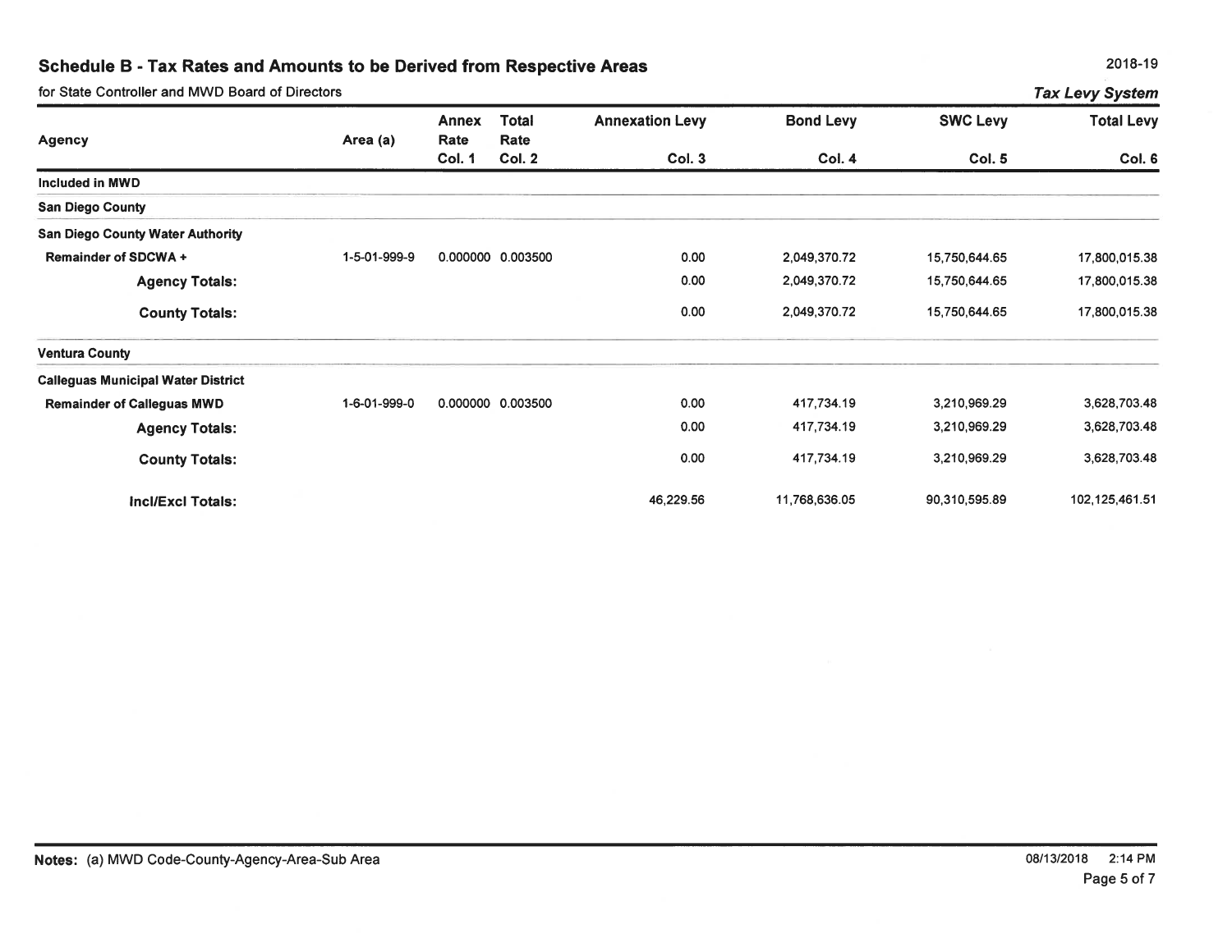## Schedule B - Tax Rates and Amounts to be Derived from Respective Areas

2018-19

for State Controller and MWD Board of Directors

*Tax Levy System*

| Agency | Area (a) | Annex Rate Col. 1 | Total Rate Col. 2 | Annexation Levy Col. 3 | Bond Levy Col. 4 | SWC Levy Col. 5 | Total Levy Col. 6 |
|---|---|---|---|---|---|---|---|
| **Included in MWD** | | | | | | | |
| **San Diego County** | | | | | | | |
| **San Diego County Water Authority** | | | | | | | |
| **Remainder of SDCWA +** | 1-5-01-999-9 | 0.000000 | 0.003500 | 0.00 | 2,049,370.72 | 15,750,644.65 | 17,800,015.38 |
| **Agency Totals:** | | | | 0.00 | 2,049,370.72 | 15,750,644.65 | 17,800,015.38 |
| **County Totals:** | | | | 0.00 | 2,049,370.72 | 15,750,644.65 | 17,800,015.38 |
| **Ventura County** | | | | | | | |
| **Calleguas Municipal Water District** | | | | | | | |
| **Remainder of Calleguas MWD** | 1-6-01-999-0 | 0.000000 | 0.003500 | 0.00 | 417,734.19 | 3,210,969.29 | 3,628,703.48 |
| **Agency Totals:** | | | | 0.00 | 417,734.19 | 3,210,969.29 | 3,628,703.48 |
| **County Totals:** | | | | 0.00 | 417,734.19 | 3,210,969.29 | 3,628,703.48 |
| **Incl/Excl Totals:** | | | | 46,229.56 | 11,768,636.05 | 90,310,595.89 | 102,125,461.51 |

**Notes:** (a) MWD Code-County-Agency-Area-Sub Area

08/13/2018 2:14 PM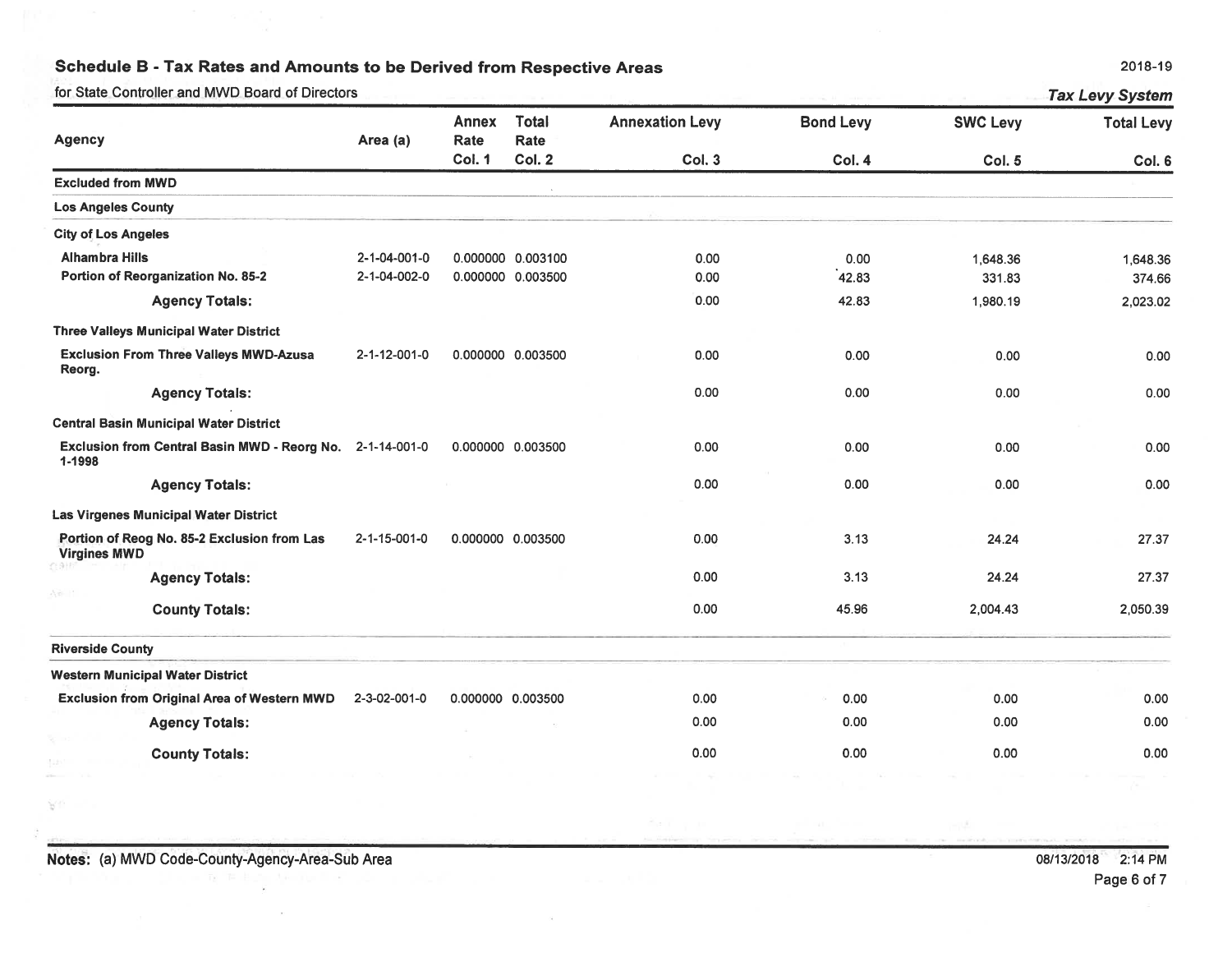## Schedule B - Tax Rates and Amounts to be Derived from Respective Areas

2018-19

for State Controller and MWD Board of Directors

*Tax Levy System*

| Agency | Area (a) | Annex Rate Col. 1 | Total Rate Col. 2 | Annexation Levy Col. 3 | Bond Levy Col. 4 | SWC Levy Col. 5 | Total Levy Col. 6 |
|---|---|---|---|---|---|---|---|
| **Excluded from MWD** | | | | | | | |
| **Los Angeles County** | | | | | | | |
| **City of Los Angeles** | | | | | | | |
| **Alhambra Hills** | 2-1-04-001-0 | 0.000000 | 0.003100 | 0.00 | 0.00 | 1,648.36 | 1,648.36 |
| **Portion of Reorganization No. 85-2** | 2-1-04-002-0 | 0.000000 | 0.003500 | 0.00 | 42.83 | 331.83 | 374.66 |
| **Agency Totals:** | | | | 0.00 | 42.83 | 1,980.19 | 2,023.02 |
| **Three Valleys Municipal Water District** | | | | | | | |
| **Exclusion From Three Valleys MWD-Azusa Reorg.** | 2-1-12-001-0 | 0.000000 | 0.003500 | 0.00 | 0.00 | 0.00 | 0.00 |
| **Agency Totals:** | | | | 0.00 | 0.00 | 0.00 | 0.00 |
| **Central Basin Municipal Water District** | | | | | | | |
| **Exclusion from Central Basin MWD - Reorg No. 1-1998** | 2-1-14-001-0 | 0.000000 | 0.003500 | 0.00 | 0.00 | 0.00 | 0.00 |
| **Agency Totals:** | | | | 0.00 | 0.00 | 0.00 | 0.00 |
| **Las Virgenes Municipal Water District** | | | | | | | |
| **Portion of Reog No. 85-2 Exclusion from Las Virgines MWD** | 2-1-15-001-0 | 0.000000 | 0.003500 | 0.00 | 3.13 | 24.24 | 27.37 |
| **Agency Totals:** | | | | 0.00 | 3.13 | 24.24 | 27.37 |
| **County Totals:** | | | | 0.00 | 45.96 | 2,004.43 | 2,050.39 |
| **Riverside County** | | | | | | | |
| **Western Municipal Water District** | | | | | | | |
| **Exclusion from Original Area of Western MWD** | 2-3-02-001-0 | 0.000000 | 0.003500 | 0.00 | 0.00 | 0.00 | 0.00 |
| **Agency Totals:** | | | | 0.00 | 0.00 | 0.00 | 0.00 |
| **County Totals:** | | | | 0.00 | 0.00 | 0.00 | 0.00 |

**Notes:** (a) MWD Code-County-Agency-Area-Sub Area

08/13/2018 2:14 PM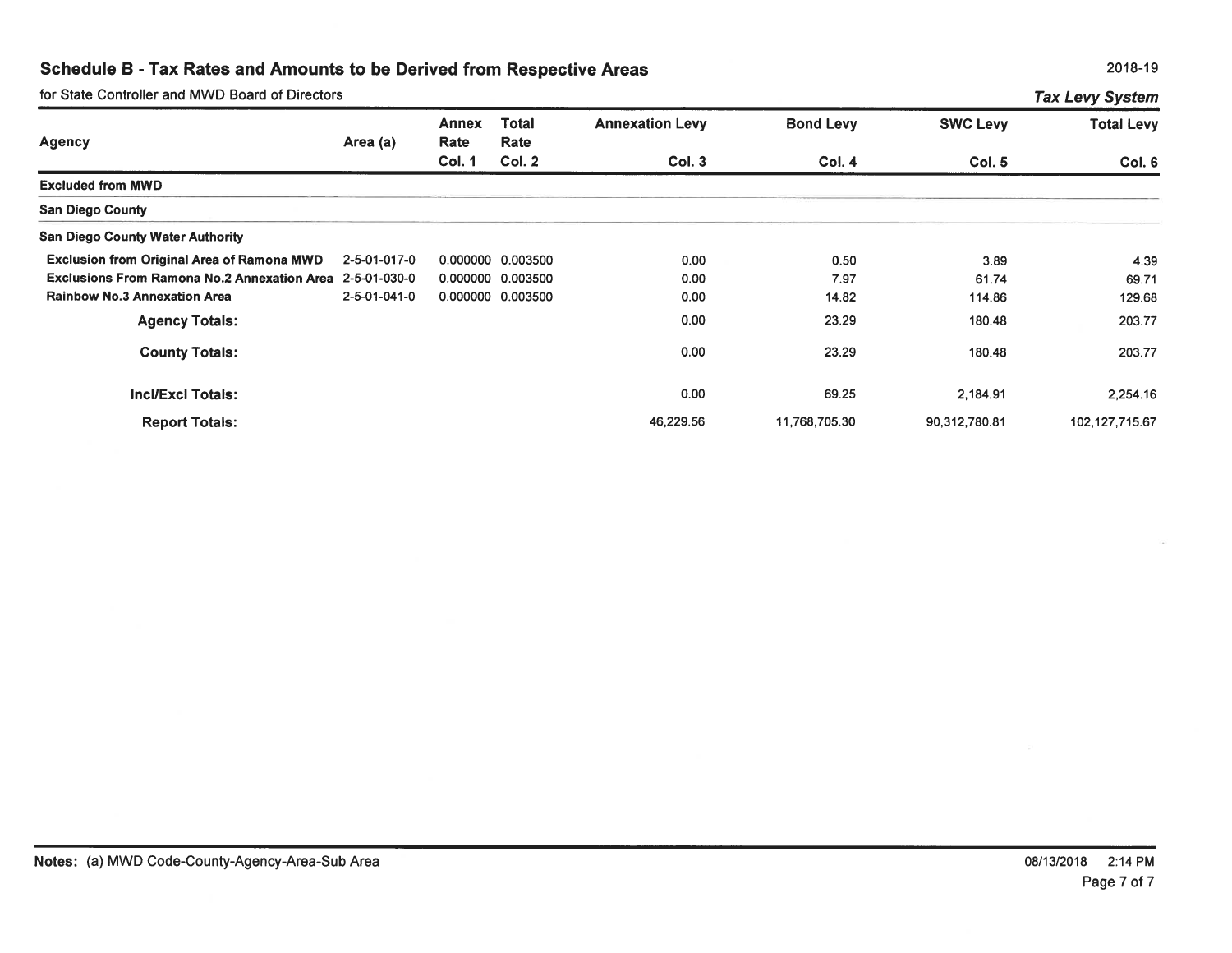## Schedule B - Tax Rates and Amounts to be Derived from Respective Areas

2018-19

for State Controller and MWD Board of Directors

*Tax Levy System*

| Agency | Area (a) | Annex Rate Col. 1 | Total Rate Col. 2 | Annexation Levy Col. 3 | Bond Levy Col. 4 | SWC Levy Col. 5 | Total Levy Col. 6 |
|---|---|---|---|---|---|---|---|
| **Excluded from MWD** | | | | | | | |
| **San Diego County** | | | | | | | |
| **San Diego County Water Authority** | | | | | | | |
| **Exclusion from Original Area of Ramona MWD** | 2-5-01-017-0 | 0.000000 | 0.003500 | 0.00 | 0.50 | 3.89 | 4.39 |
| **Exclusions From Ramona No.2 Annexation Area** | 2-5-01-030-0 | 0.000000 | 0.003500 | 0.00 | 7.97 | 61.74 | 69.71 |
| **Rainbow No.3 Annexation Area** | 2-5-01-041-0 | 0.000000 | 0.003500 | 0.00 | 14.82 | 114.86 | 129.68 |
| **Agency Totals:** | | | | 0.00 | 23.29 | 180.48 | 203.77 |
| **County Totals:** | | | | 0.00 | 23.29 | 180.48 | 203.77 |
| **Incl/Excl Totals:** | | | | 0.00 | 69.25 | 2,184.91 | 2,254.16 |
| **Report Totals:** | | | | 46,229.56 | 11,768,705.30 | 90,312,780.81 | 102,127,715.67 |

**Notes:** (a) MWD Code-County-Agency-Area-Sub Area

08/13/2018 2:14 PM